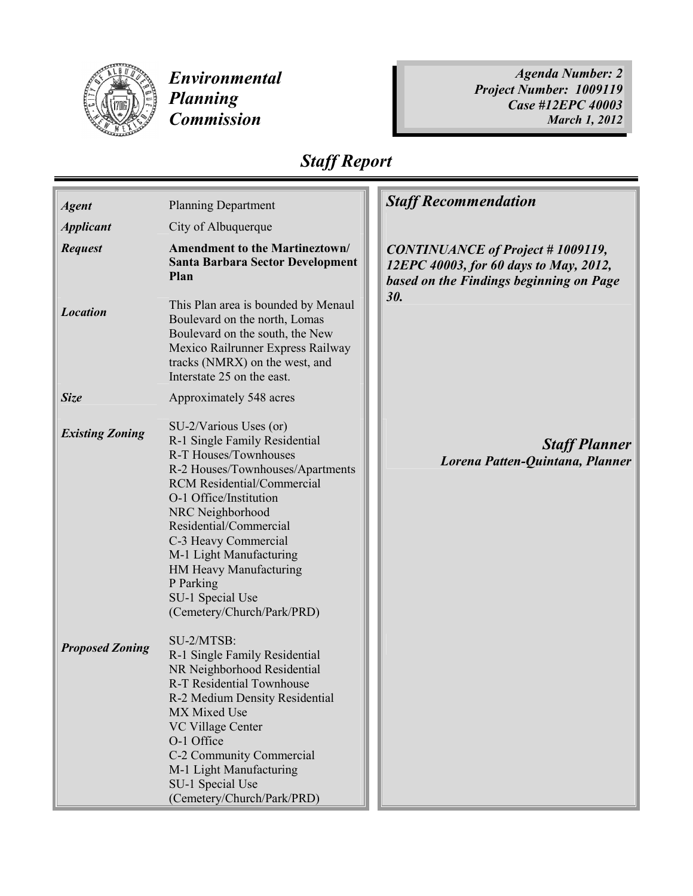# *Environmental Planning Commission*

***Agenda Number: 2***
***Project Number: 1009119***
***Case #12EPC 40003***
***March 1, 2012***

## *Staff Report*

| | |
|---|---|
| ***Agent*** | Planning Department |
| ***Applicant*** | City of Albuquerque |
| ***Request*** | **Amendment to the Martineztown/ Santa Barbara Sector Development Plan** |
| ***Location*** | This Plan area is bounded by Menaul Boulevard on the north, Lomas Boulevard on the south, the New Mexico Railrunner Express Railway tracks (NMRX) on the west, and Interstate 25 on the east. |
| ***Size*** | Approximately 548 acres |
| ***Existing Zoning*** | SU-2/Various Uses (or)<br>R-1 Single Family Residential<br>R-T Houses/Townhouses<br>R-2 Houses/Townhouses/Apartments<br>RCM Residential/Commercial<br>O-1 Office/Institution<br>NRC Neighborhood Residential/Commercial<br>C-3 Heavy Commercial<br>M-1 Light Manufacturing<br>HM Heavy Manufacturing<br>P Parking<br>SU-1 Special Use (Cemetery/Church/Park/PRD) |
| ***Proposed Zoning*** | SU-2/MTSB:<br>R-1 Single Family Residential<br>NR Neighborhood Residential<br>R-T Residential Townhouse<br>R-2 Medium Density Residential<br>MX Mixed Use<br>VC Village Center<br>O-1 Office<br>C-2 Community Commercial<br>M-1 Light Manufacturing<br>SU-1 Special Use (Cemetery/Church/Park/PRD) |

### *Staff Recommendation*

***CONTINUANCE of Project # 1009119, 12EPC 40003, for 60 days to May, 2012, based on the Findings beginning on Page 30.***

***Staff Planner***
***Lorena Patten-Quintana, Planner***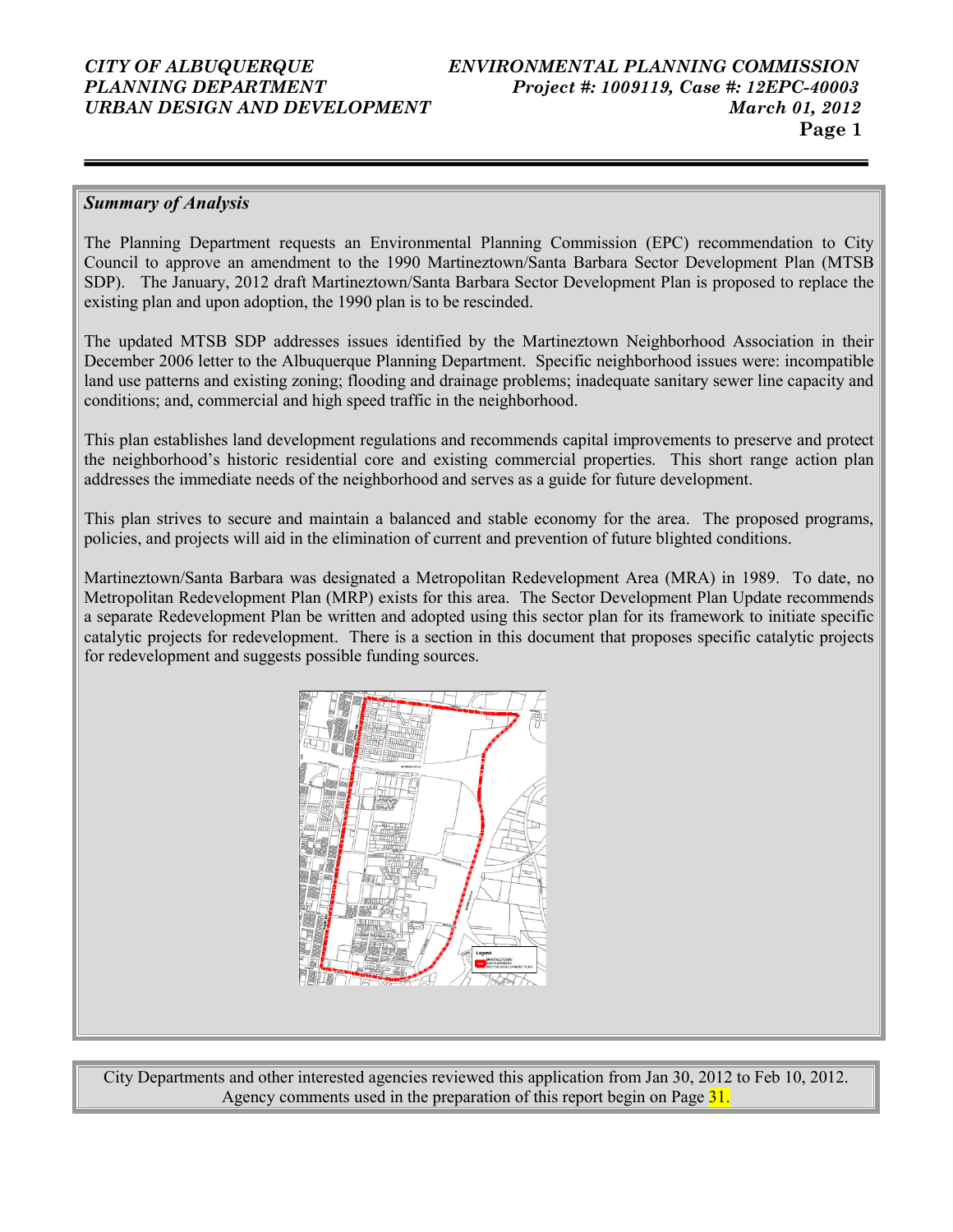## *Summary of Analysis*

The Planning Department requests an Environmental Planning Commission (EPC) recommendation to City Council to approve an amendment to the 1990 Martineztown/Santa Barbara Sector Development Plan (MTSB SDP). The January, 2012 draft Martineztown/Santa Barbara Sector Development Plan is proposed to replace the existing plan and upon adoption, the 1990 plan is to be rescinded.

The updated MTSB SDP addresses issues identified by the Martineztown Neighborhood Association in their December 2006 letter to the Albuquerque Planning Department. Specific neighborhood issues were: incompatible land use patterns and existing zoning; flooding and drainage problems; inadequate sanitary sewer line capacity and conditions; and, commercial and high speed traffic in the neighborhood.

This plan establishes land development regulations and recommends capital improvements to preserve and protect the neighborhood's historic residential core and existing commercial properties. This short range action plan addresses the immediate needs of the neighborhood and serves as a guide for future development.

This plan strives to secure and maintain a balanced and stable economy for the area. The proposed programs, policies, and projects will aid in the elimination of current and prevention of future blighted conditions.

Martineztown/Santa Barbara was designated a Metropolitan Redevelopment Area (MRA) in 1989. To date, no Metropolitan Redevelopment Plan (MRP) exists for this area. The Sector Development Plan Update recommends a separate Redevelopment Plan be written and adopted using this sector plan for its framework to initiate specific catalytic projects for redevelopment. There is a section in this document that proposes specific catalytic projects for redevelopment and suggests possible funding sources.

City Departments and other interested agencies reviewed this application from Jan 30, 2012 to Feb 10, 2012. Agency comments used in the preparation of this report begin on Page 31.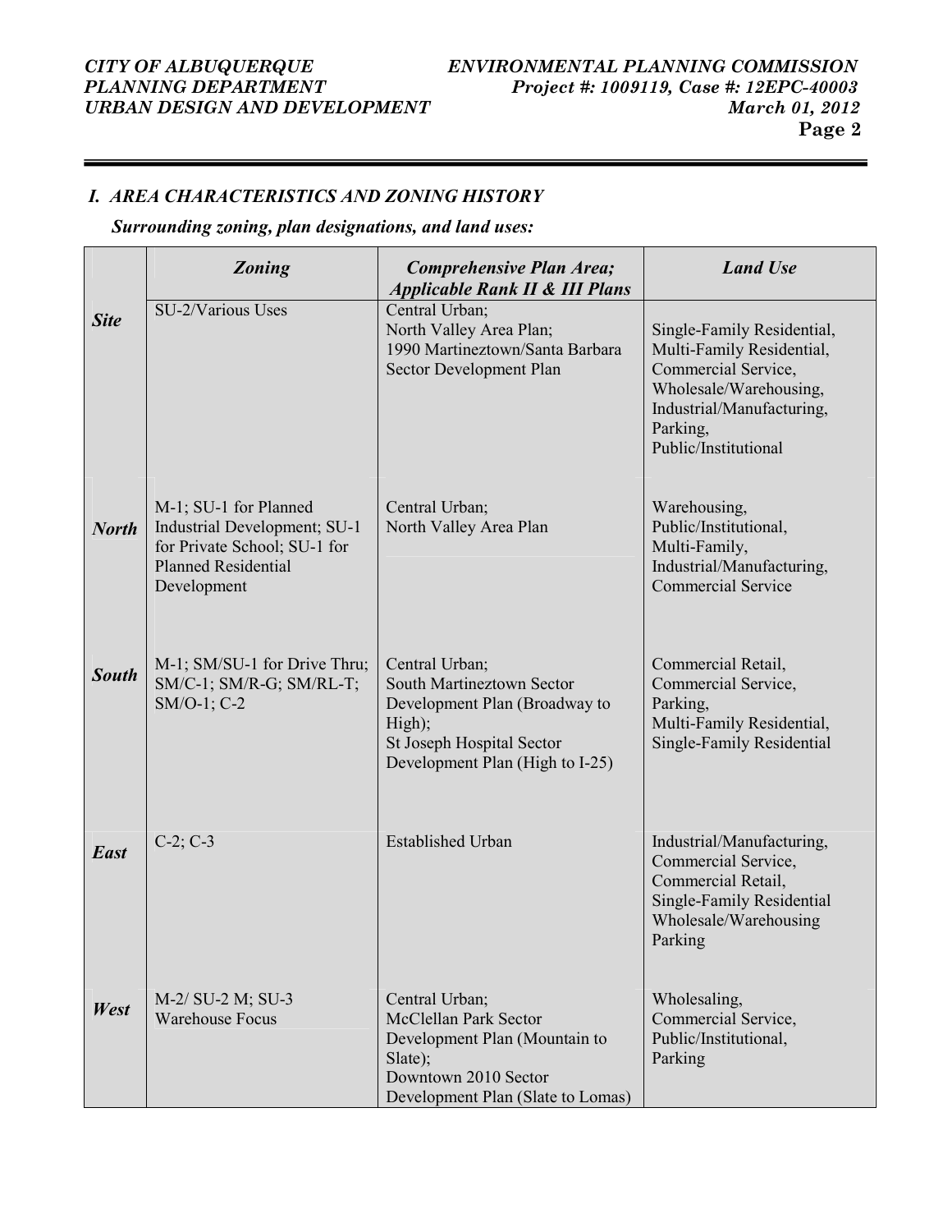## *I. AREA CHARACTERISTICS AND ZONING HISTORY*

***Surrounding zoning, plan designations, and land uses:***

| | ***Zoning*** | ***Comprehensive Plan Area; Applicable Rank II & III Plans*** | ***Land Use*** |
|---|---|---|---|
| ***Site*** | SU-2/Various Uses | Central Urban; North Valley Area Plan; 1990 Martineztown/Santa Barbara Sector Development Plan | Single-Family Residential, Multi-Family Residential, Commercial Service, Wholesale/Warehousing, Industrial/Manufacturing, Parking, Public/Institutional |
| ***North*** | M-1; SU-1 for Planned Industrial Development; SU-1 for Private School; SU-1 for Planned Residential Development | Central Urban; North Valley Area Plan | Warehousing, Public/Institutional, Multi-Family, Industrial/Manufacturing, Commercial Service |
| ***South*** | M-1; SM/SU-1 for Drive Thru; SM/C-1; SM/R-G; SM/RL-T; SM/O-1; C-2 | Central Urban; South Martineztown Sector Development Plan (Broadway to High); St Joseph Hospital Sector Development Plan (High to I-25) | Commercial Retail, Commercial Service, Parking, Multi-Family Residential, Single-Family Residential |
| ***East*** | C-2; C-3 | Established Urban | Industrial/Manufacturing, Commercial Service, Commercial Retail, Single-Family Residential Wholesale/Warehousing Parking |
| ***West*** | M-2/ SU-2 M; SU-3 Warehouse Focus | Central Urban; McClellan Park Sector Development Plan (Mountain to Slate); Downtown 2010 Sector Development Plan (Slate to Lomas) | Wholesaling, Commercial Service, Public/Institutional, Parking |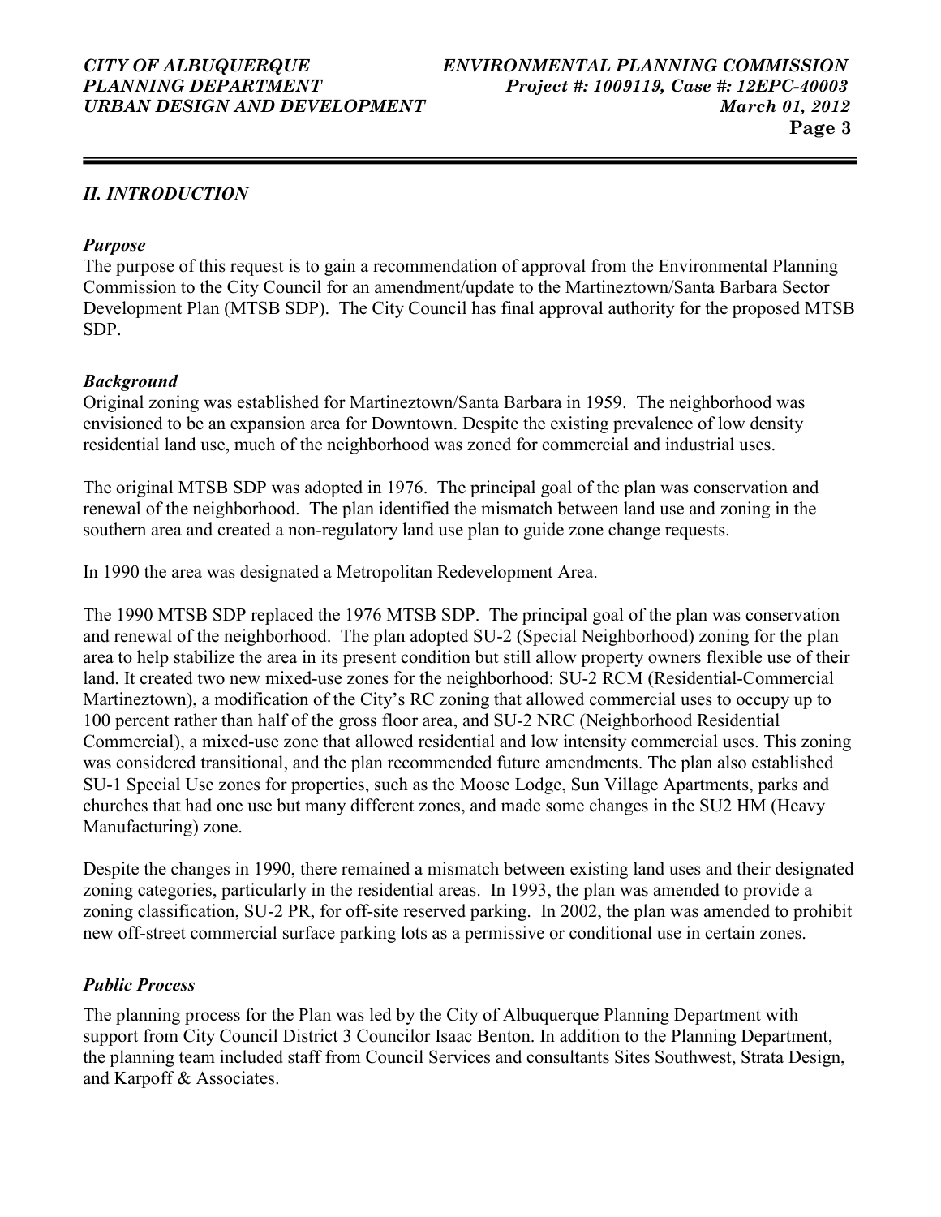## *II. INTRODUCTION*

### *Purpose*

The purpose of this request is to gain a recommendation of approval from the Environmental Planning Commission to the City Council for an amendment/update to the Martineztown/Santa Barbara Sector Development Plan (MTSB SDP). The City Council has final approval authority for the proposed MTSB SDP.

### *Background*

Original zoning was established for Martineztown/Santa Barbara in 1959. The neighborhood was envisioned to be an expansion area for Downtown. Despite the existing prevalence of low density residential land use, much of the neighborhood was zoned for commercial and industrial uses.

The original MTSB SDP was adopted in 1976. The principal goal of the plan was conservation and renewal of the neighborhood. The plan identified the mismatch between land use and zoning in the southern area and created a non-regulatory land use plan to guide zone change requests.

In 1990 the area was designated a Metropolitan Redevelopment Area.

The 1990 MTSB SDP replaced the 1976 MTSB SDP. The principal goal of the plan was conservation and renewal of the neighborhood. The plan adopted SU-2 (Special Neighborhood) zoning for the plan area to help stabilize the area in its present condition but still allow property owners flexible use of their land. It created two new mixed-use zones for the neighborhood: SU-2 RCM (Residential-Commercial Martineztown), a modification of the City's RC zoning that allowed commercial uses to occupy up to 100 percent rather than half of the gross floor area, and SU-2 NRC (Neighborhood Residential Commercial), a mixed-use zone that allowed residential and low intensity commercial uses. This zoning was considered transitional, and the plan recommended future amendments. The plan also established SU-1 Special Use zones for properties, such as the Moose Lodge, Sun Village Apartments, parks and churches that had one use but many different zones, and made some changes in the SU2 HM (Heavy Manufacturing) zone.

Despite the changes in 1990, there remained a mismatch between existing land uses and their designated zoning categories, particularly in the residential areas. In 1993, the plan was amended to provide a zoning classification, SU-2 PR, for off-site reserved parking. In 2002, the plan was amended to prohibit new off-street commercial surface parking lots as a permissive or conditional use in certain zones.

### *Public Process*

The planning process for the Plan was led by the City of Albuquerque Planning Department with support from City Council District 3 Councilor Isaac Benton. In addition to the Planning Department, the planning team included staff from Council Services and consultants Sites Southwest, Strata Design, and Karpoff & Associates.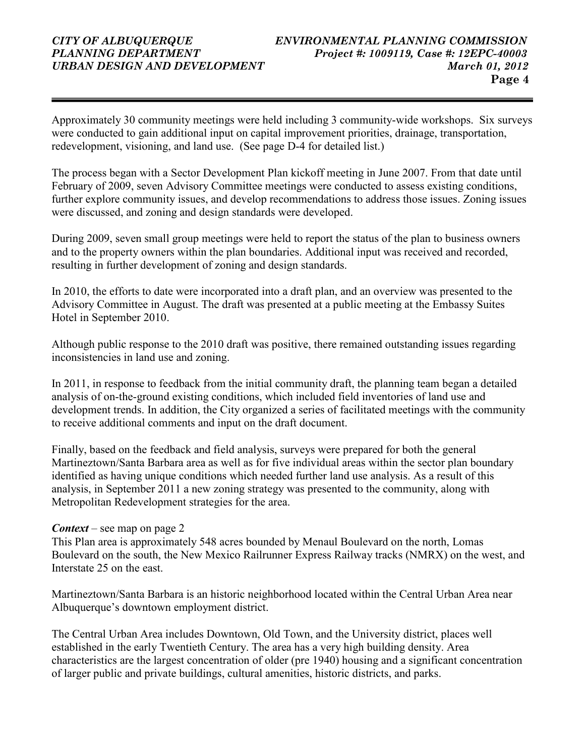Approximately 30 community meetings were held including 3 community-wide workshops. Six surveys were conducted to gain additional input on capital improvement priorities, drainage, transportation, redevelopment, visioning, and land use. (See page D-4 for detailed list.)

The process began with a Sector Development Plan kickoff meeting in June 2007. From that date until February of 2009, seven Advisory Committee meetings were conducted to assess existing conditions, further explore community issues, and develop recommendations to address those issues. Zoning issues were discussed, and zoning and design standards were developed.

During 2009, seven small group meetings were held to report the status of the plan to business owners and to the property owners within the plan boundaries. Additional input was received and recorded, resulting in further development of zoning and design standards.

In 2010, the efforts to date were incorporated into a draft plan, and an overview was presented to the Advisory Committee in August. The draft was presented at a public meeting at the Embassy Suites Hotel in September 2010.

Although public response to the 2010 draft was positive, there remained outstanding issues regarding inconsistencies in land use and zoning.

In 2011, in response to feedback from the initial community draft, the planning team began a detailed analysis of on-the-ground existing conditions, which included field inventories of land use and development trends. In addition, the City organized a series of facilitated meetings with the community to receive additional comments and input on the draft document.

Finally, based on the feedback and field analysis, surveys were prepared for both the general Martineztown/Santa Barbara area as well as for five individual areas within the sector plan boundary identified as having unique conditions which needed further land use analysis. As a result of this analysis, in September 2011 a new zoning strategy was presented to the community, along with Metropolitan Redevelopment strategies for the area.

***Context*** – see map on page 2
This Plan area is approximately 548 acres bounded by Menaul Boulevard on the north, Lomas Boulevard on the south, the New Mexico Railrunner Express Railway tracks (NMRX) on the west, and Interstate 25 on the east.

Martineztown/Santa Barbara is an historic neighborhood located within the Central Urban Area near Albuquerque's downtown employment district.

The Central Urban Area includes Downtown, Old Town, and the University district, places well established in the early Twentieth Century. The area has a very high building density. Area characteristics are the largest concentration of older (pre 1940) housing and a significant concentration of larger public and private buildings, cultural amenities, historic districts, and parks.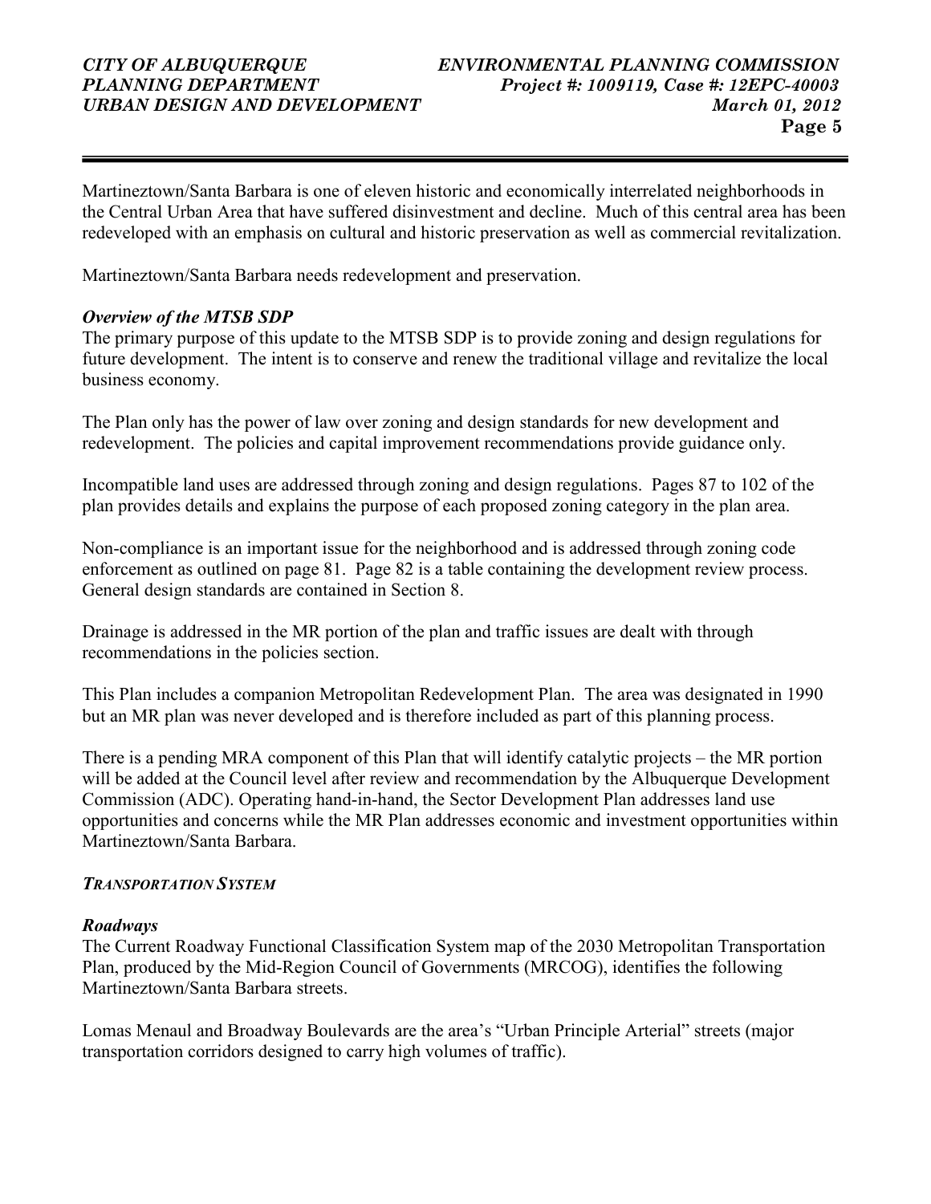Martineztown/Santa Barbara is one of eleven historic and economically interrelated neighborhoods in the Central Urban Area that have suffered disinvestment and decline. Much of this central area has been redeveloped with an emphasis on cultural and historic preservation as well as commercial revitalization.

Martineztown/Santa Barbara needs redevelopment and preservation.

### *Overview of the MTSB SDP*

The primary purpose of this update to the MTSB SDP is to provide zoning and design regulations for future development. The intent is to conserve and renew the traditional village and revitalize the local business economy.

The Plan only has the power of law over zoning and design standards for new development and redevelopment. The policies and capital improvement recommendations provide guidance only.

Incompatible land uses are addressed through zoning and design regulations. Pages 87 to 102 of the plan provides details and explains the purpose of each proposed zoning category in the plan area.

Non-compliance is an important issue for the neighborhood and is addressed through zoning code enforcement as outlined on page 81. Page 82 is a table containing the development review process. General design standards are contained in Section 8.

Drainage is addressed in the MR portion of the plan and traffic issues are dealt with through recommendations in the policies section.

This Plan includes a companion Metropolitan Redevelopment Plan. The area was designated in 1990 but an MR plan was never developed and is therefore included as part of this planning process.

There is a pending MRA component of this Plan that will identify catalytic projects – the MR portion will be added at the Council level after review and recommendation by the Albuquerque Development Commission (ADC). Operating hand-in-hand, the Sector Development Plan addresses land use opportunities and concerns while the MR Plan addresses economic and investment opportunities within Martineztown/Santa Barbara.

## *TRANSPORTATION SYSTEM*

### *Roadways*

The Current Roadway Functional Classification System map of the 2030 Metropolitan Transportation Plan, produced by the Mid-Region Council of Governments (MRCOG), identifies the following Martineztown/Santa Barbara streets.

Lomas Menaul and Broadway Boulevards are the area's "Urban Principle Arterial" streets (major transportation corridors designed to carry high volumes of traffic).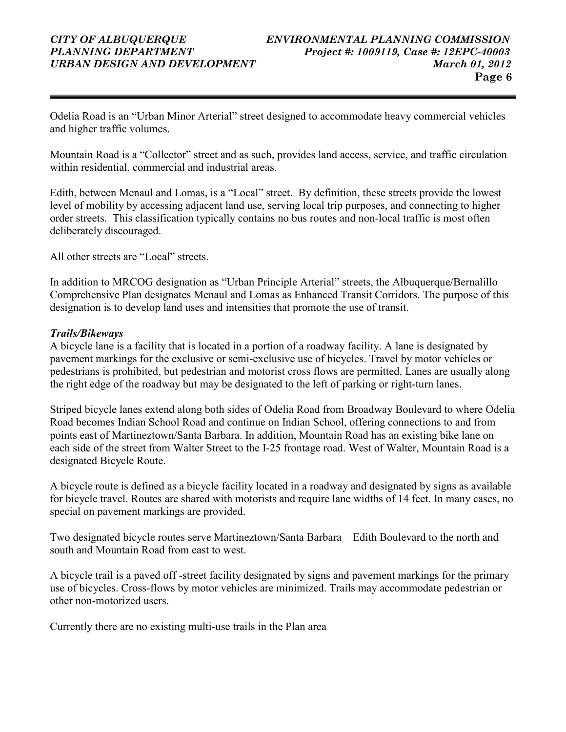Odelia Road is an "Urban Minor Arterial" street designed to accommodate heavy commercial vehicles and higher traffic volumes.

Mountain Road is a "Collector" street and as such, provides land access, service, and traffic circulation within residential, commercial and industrial areas.

Edith, between Menaul and Lomas, is a "Local" street. By definition, these streets provide the lowest level of mobility by accessing adjacent land use, serving local trip purposes, and connecting to higher order streets. This classification typically contains no bus routes and non-local traffic is most often deliberately discouraged.

All other streets are "Local" streets.

In addition to MRCOG designation as "Urban Principle Arterial" streets, the Albuquerque/Bernalillo Comprehensive Plan designates Menaul and Lomas as Enhanced Transit Corridors. The purpose of this designation is to develop land uses and intensities that promote the use of transit.

***Trails/Bikeways***

A bicycle lane is a facility that is located in a portion of a roadway facility. A lane is designated by pavement markings for the exclusive or semi-exclusive use of bicycles. Travel by motor vehicles or pedestrians is prohibited, but pedestrian and motorist cross flows are permitted. Lanes are usually along the right edge of the roadway but may be designated to the left of parking or right-turn lanes.

Striped bicycle lanes extend along both sides of Odelia Road from Broadway Boulevard to where Odelia Road becomes Indian School Road and continue on Indian School, offering connections to and from points east of Martineztown/Santa Barbara. In addition, Mountain Road has an existing bike lane on each side of the street from Walter Street to the I-25 frontage road. West of Walter, Mountain Road is a designated Bicycle Route.

A bicycle route is defined as a bicycle facility located in a roadway and designated by signs as available for bicycle travel. Routes are shared with motorists and require lane widths of 14 feet. In many cases, no special on pavement markings are provided.

Two designated bicycle routes serve Martineztown/Santa Barbara – Edith Boulevard to the north and south and Mountain Road from east to west.

A bicycle trail is a paved off -street facility designated by signs and pavement markings for the primary use of bicycles. Cross-flows by motor vehicles are minimized. Trails may accommodate pedestrian or other non-motorized users.

Currently there are no existing multi-use trails in the Plan area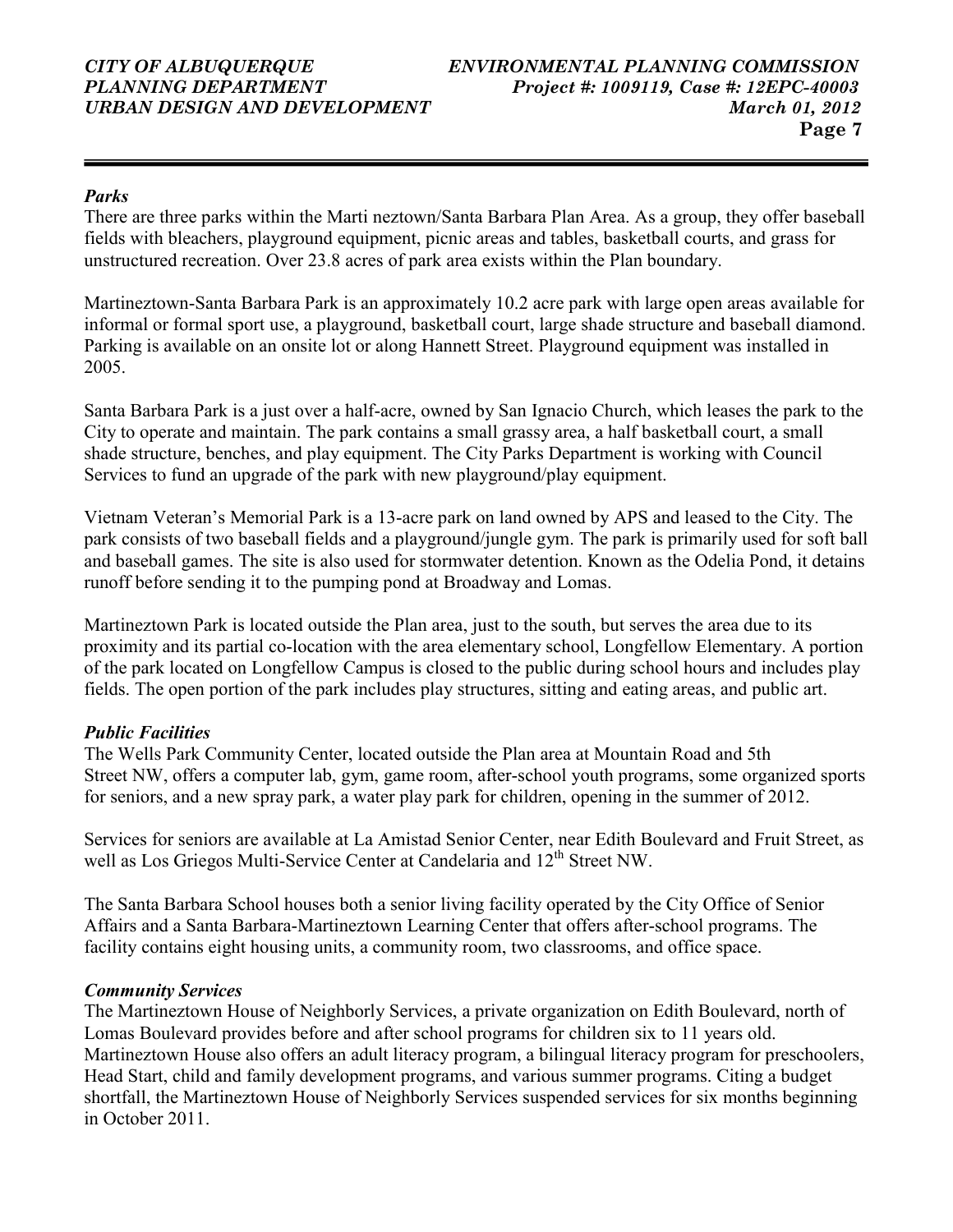### *Parks*

There are three parks within the Marti neztown/Santa Barbara Plan Area. As a group, they offer baseball fields with bleachers, playground equipment, picnic areas and tables, basketball courts, and grass for unstructured recreation. Over 23.8 acres of park area exists within the Plan boundary.

Martineztown-Santa Barbara Park is an approximately 10.2 acre park with large open areas available for informal or formal sport use, a playground, basketball court, large shade structure and baseball diamond. Parking is available on an onsite lot or along Hannett Street. Playground equipment was installed in 2005.

Santa Barbara Park is a just over a half-acre, owned by San Ignacio Church, which leases the park to the City to operate and maintain. The park contains a small grassy area, a half basketball court, a small shade structure, benches, and play equipment. The City Parks Department is working with Council Services to fund an upgrade of the park with new playground/play equipment.

Vietnam Veteran's Memorial Park is a 13-acre park on land owned by APS and leased to the City. The park consists of two baseball fields and a playground/jungle gym. The park is primarily used for soft ball and baseball games. The site is also used for stormwater detention. Known as the Odelia Pond, it detains runoff before sending it to the pumping pond at Broadway and Lomas.

Martineztown Park is located outside the Plan area, just to the south, but serves the area due to its proximity and its partial co-location with the area elementary school, Longfellow Elementary. A portion of the park located on Longfellow Campus is closed to the public during school hours and includes play fields. The open portion of the park includes play structures, sitting and eating areas, and public art.

### *Public Facilities*

The Wells Park Community Center, located outside the Plan area at Mountain Road and 5th Street NW, offers a computer lab, gym, game room, after-school youth programs, some organized sports for seniors, and a new spray park, a water play park for children, opening in the summer of 2012.

Services for seniors are available at La Amistad Senior Center, near Edith Boulevard and Fruit Street, as well as Los Griegos Multi-Service Center at Candelaria and 12th Street NW.

The Santa Barbara School houses both a senior living facility operated by the City Office of Senior Affairs and a Santa Barbara-Martineztown Learning Center that offers after-school programs. The facility contains eight housing units, a community room, two classrooms, and office space.

### *Community Services*

The Martineztown House of Neighborly Services, a private organization on Edith Boulevard, north of Lomas Boulevard provides before and after school programs for children six to 11 years old. Martineztown House also offers an adult literacy program, a bilingual literacy program for preschoolers, Head Start, child and family development programs, and various summer programs. Citing a budget shortfall, the Martineztown House of Neighborly Services suspended services for six months beginning in October 2011.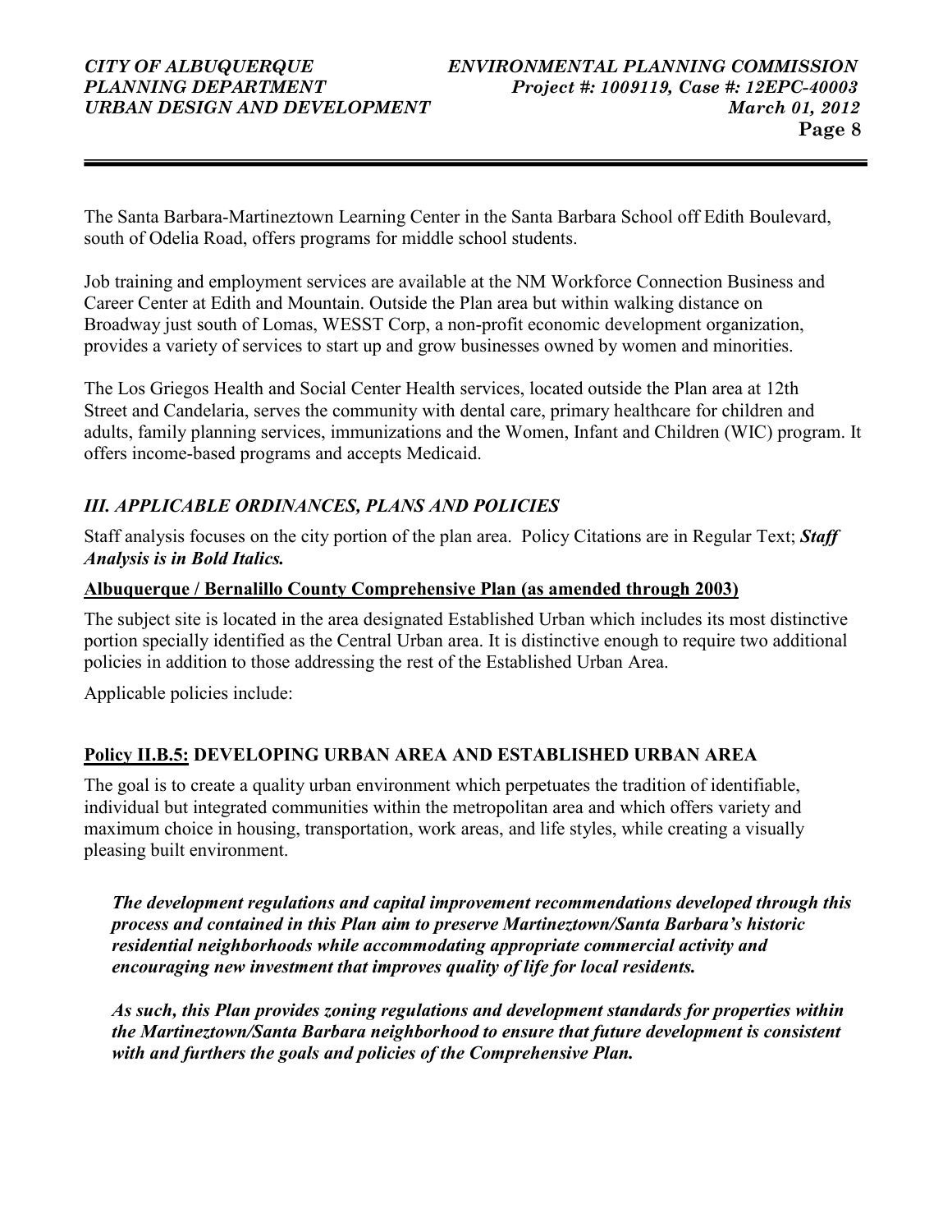The Santa Barbara-Martineztown Learning Center in the Santa Barbara School off Edith Boulevard, south of Odelia Road, offers programs for middle school students.

Job training and employment services are available at the NM Workforce Connection Business and Career Center at Edith and Mountain. Outside the Plan area but within walking distance on Broadway just south of Lomas, WESST Corp, a non-profit economic development organization, provides a variety of services to start up and grow businesses owned by women and minorities.

The Los Griegos Health and Social Center Health services, located outside the Plan area at 12th Street and Candelaria, serves the community with dental care, primary healthcare for children and adults, family planning services, immunizations and the Women, Infant and Children (WIC) program. It offers income-based programs and accepts Medicaid.

## *III. APPLICABLE ORDINANCES, PLANS AND POLICIES*

Staff analysis focuses on the city portion of the plan area. Policy Citations are in Regular Text; ***Staff Analysis is in Bold Italics.***

### Albuquerque / Bernalillo County Comprehensive Plan (as amended through 2003)

The subject site is located in the area designated Established Urban which includes its most distinctive portion specially identified as the Central Urban area. It is distinctive enough to require two additional policies in addition to those addressing the rest of the Established Urban Area.

Applicable policies include:

### Policy II.B.5: DEVELOPING URBAN AREA AND ESTABLISHED URBAN AREA

The goal is to create a quality urban environment which perpetuates the tradition of identifiable, individual but integrated communities within the metropolitan area and which offers variety and maximum choice in housing, transportation, work areas, and life styles, while creating a visually pleasing built environment.

***The development regulations and capital improvement recommendations developed through this process and contained in this Plan aim to preserve Martineztown/Santa Barbara's historic residential neighborhoods while accommodating appropriate commercial activity and encouraging new investment that improves quality of life for local residents.***

***As such, this Plan provides zoning regulations and development standards for properties within the Martineztown/Santa Barbara neighborhood to ensure that future development is consistent with and furthers the goals and policies of the Comprehensive Plan.***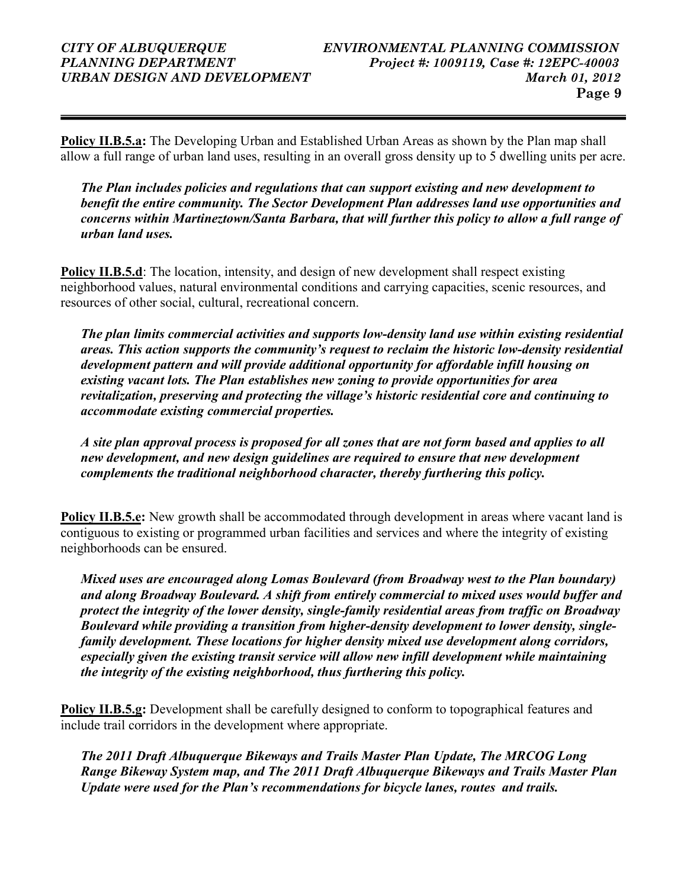**Policy II.B.5.a:** The Developing Urban and Established Urban Areas as shown by the Plan map shall allow a full range of urban land uses, resulting in an overall gross density up to 5 dwelling units per acre.

***The Plan includes policies and regulations that can support existing and new development to benefit the entire community. The Sector Development Plan addresses land use opportunities and concerns within Martineztown/Santa Barbara, that will further this policy to allow a full range of urban land uses.***

**Policy II.B.5.d**: The location, intensity, and design of new development shall respect existing neighborhood values, natural environmental conditions and carrying capacities, scenic resources, and resources of other social, cultural, recreational concern.

***The plan limits commercial activities and supports low-density land use within existing residential areas. This action supports the community's request to reclaim the historic low-density residential development pattern and will provide additional opportunity for affordable infill housing on existing vacant lots. The Plan establishes new zoning to provide opportunities for area revitalization, preserving and protecting the village's historic residential core and continuing to accommodate existing commercial properties.***

***A site plan approval process is proposed for all zones that are not form based and applies to all new development, and new design guidelines are required to ensure that new development complements the traditional neighborhood character, thereby furthering this policy.***

**Policy II.B.5.e:** New growth shall be accommodated through development in areas where vacant land is contiguous to existing or programmed urban facilities and services and where the integrity of existing neighborhoods can be ensured.

***Mixed uses are encouraged along Lomas Boulevard (from Broadway west to the Plan boundary) and along Broadway Boulevard. A shift from entirely commercial to mixed uses would buffer and protect the integrity of the lower density, single-family residential areas from traffic on Broadway Boulevard while providing a transition from higher-density development to lower density, single-family development. These locations for higher density mixed use development along corridors, especially given the existing transit service will allow new infill development while maintaining the integrity of the existing neighborhood, thus furthering this policy.***

**Policy II.B.5.g:** Development shall be carefully designed to conform to topographical features and include trail corridors in the development where appropriate.

***The 2011 Draft Albuquerque Bikeways and Trails Master Plan Update, The MRCOG Long Range Bikeway System map, and The 2011 Draft Albuquerque Bikeways and Trails Master Plan Update were used for the Plan's recommendations for bicycle lanes, routes and trails.***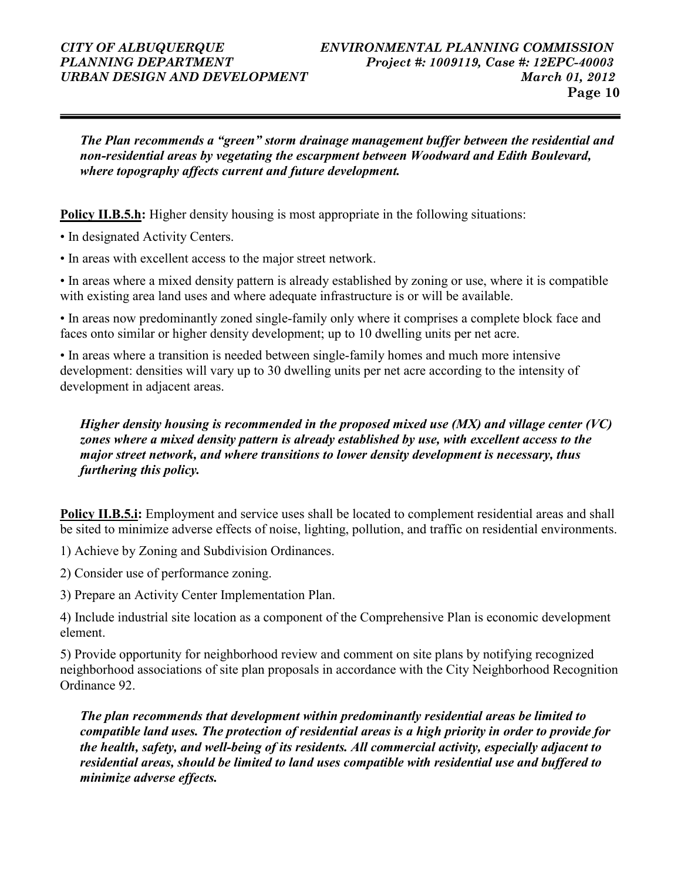***The Plan recommends a "green" storm drainage management buffer between the residential and non-residential areas by vegetating the escarpment between Woodward and Edith Boulevard, where topography affects current and future development.***

**Policy II.B.5.h:** Higher density housing is most appropriate in the following situations:

- In designated Activity Centers.
- In areas with excellent access to the major street network.
- In areas where a mixed density pattern is already established by zoning or use, where it is compatible with existing area land uses and where adequate infrastructure is or will be available.
- In areas now predominantly zoned single-family only where it comprises a complete block face and faces onto similar or higher density development; up to 10 dwelling units per net acre.
- In areas where a transition is needed between single-family homes and much more intensive development: densities will vary up to 30 dwelling units per net acre according to the intensity of development in adjacent areas.

***Higher density housing is recommended in the proposed mixed use (MX) and village center (VC) zones where a mixed density pattern is already established by use, with excellent access to the major street network, and where transitions to lower density development is necessary, thus furthering this policy.***

**Policy II.B.5.i:** Employment and service uses shall be located to complement residential areas and shall be sited to minimize adverse effects of noise, lighting, pollution, and traffic on residential environments.

1) Achieve by Zoning and Subdivision Ordinances.

2) Consider use of performance zoning.

3) Prepare an Activity Center Implementation Plan.

4) Include industrial site location as a component of the Comprehensive Plan is economic development element.

5) Provide opportunity for neighborhood review and comment on site plans by notifying recognized neighborhood associations of site plan proposals in accordance with the City Neighborhood Recognition Ordinance 92.

***The plan recommends that development within predominantly residential areas be limited to compatible land uses. The protection of residential areas is a high priority in order to provide for the health, safety, and well-being of its residents. All commercial activity, especially adjacent to residential areas, should be limited to land uses compatible with residential use and buffered to minimize adverse effects.***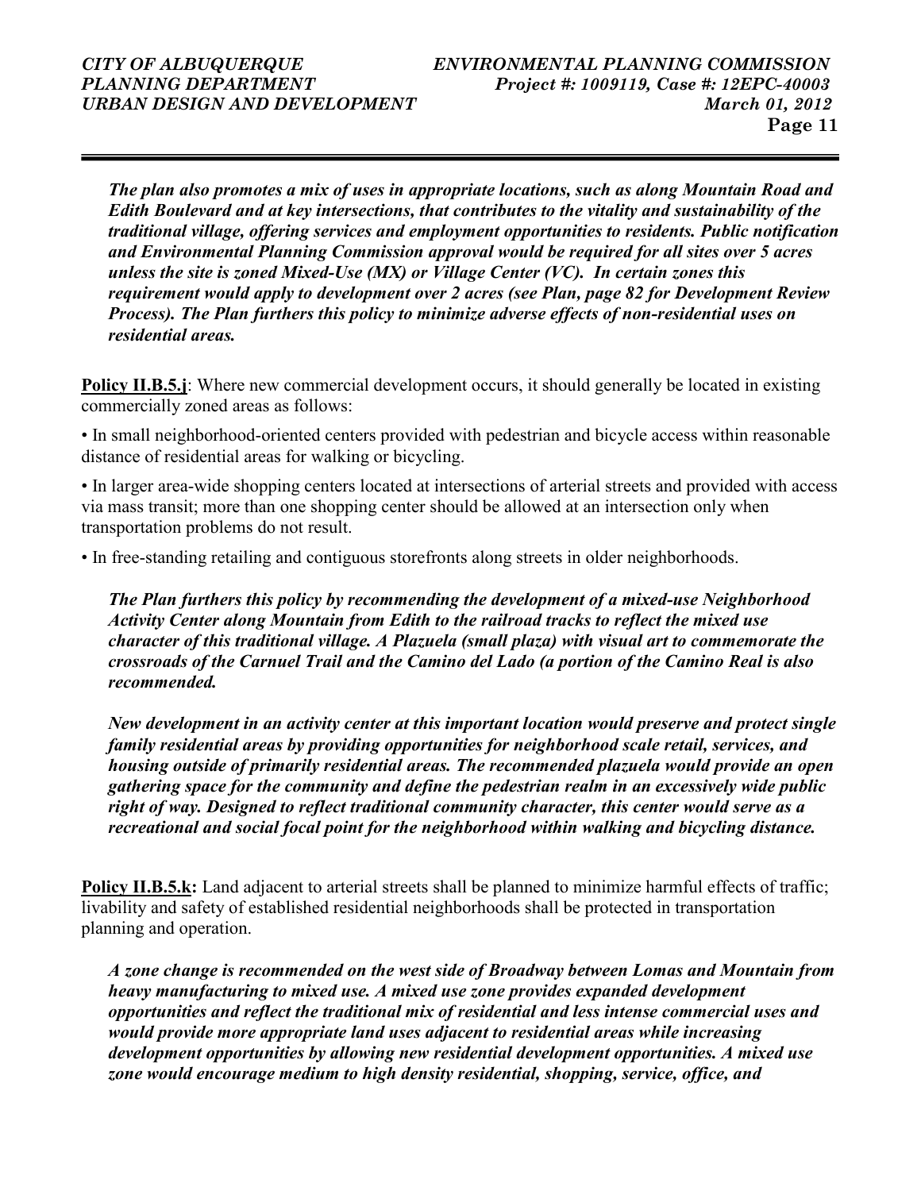*The plan also promotes a mix of uses in appropriate locations, such as along Mountain Road and Edith Boulevard and at key intersections, that contributes to the vitality and sustainability of the traditional village, offering services and employment opportunities to residents. Public notification and Environmental Planning Commission approval would be required for all sites over 5 acres unless the site is zoned Mixed-Use (MX) or Village Center (VC). In certain zones this requirement would apply to development over 2 acres (see Plan, page 82 for Development Review Process). The Plan furthers this policy to minimize adverse effects of non-residential uses on residential areas.*

**Policy II.B.5.j**: Where new commercial development occurs, it should generally be located in existing commercially zoned areas as follows:

• In small neighborhood-oriented centers provided with pedestrian and bicycle access within reasonable distance of residential areas for walking or bicycling.

• In larger area-wide shopping centers located at intersections of arterial streets and provided with access via mass transit; more than one shopping center should be allowed at an intersection only when transportation problems do not result.

• In free-standing retailing and contiguous storefronts along streets in older neighborhoods.

*The Plan furthers this policy by recommending the development of a mixed-use Neighborhood Activity Center along Mountain from Edith to the railroad tracks to reflect the mixed use character of this traditional village. A Plazuela (small plaza) with visual art to commemorate the crossroads of the Carnuel Trail and the Camino del Lado (a portion of the Camino Real is also recommended.*

*New development in an activity center at this important location would preserve and protect single family residential areas by providing opportunities for neighborhood scale retail, services, and housing outside of primarily residential areas. The recommended plazuela would provide an open gathering space for the community and define the pedestrian realm in an excessively wide public right of way. Designed to reflect traditional community character, this center would serve as a recreational and social focal point for the neighborhood within walking and bicycling distance.*

**Policy II.B.5.k:** Land adjacent to arterial streets shall be planned to minimize harmful effects of traffic; livability and safety of established residential neighborhoods shall be protected in transportation planning and operation.

*A zone change is recommended on the west side of Broadway between Lomas and Mountain from heavy manufacturing to mixed use. A mixed use zone provides expanded development opportunities and reflect the traditional mix of residential and less intense commercial uses and would provide more appropriate land uses adjacent to residential areas while increasing development opportunities by allowing new residential development opportunities. A mixed use zone would encourage medium to high density residential, shopping, service, office, and*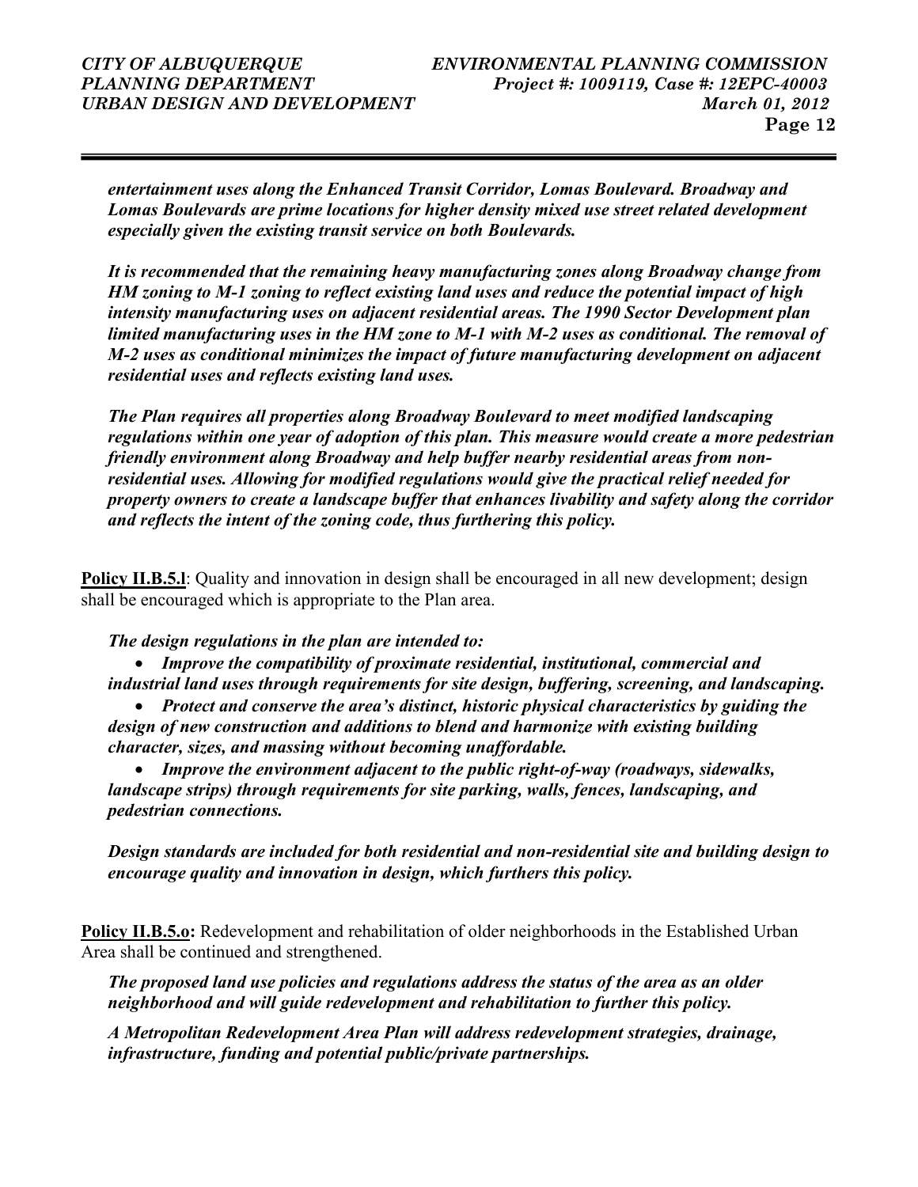***entertainment uses along the Enhanced Transit Corridor, Lomas Boulevard. Broadway and Lomas Boulevards are prime locations for higher density mixed use street related development especially given the existing transit service on both Boulevards.***

***It is recommended that the remaining heavy manufacturing zones along Broadway change from HM zoning to M-1 zoning to reflect existing land uses and reduce the potential impact of high intensity manufacturing uses on adjacent residential areas. The 1990 Sector Development plan limited manufacturing uses in the HM zone to M-1 with M-2 uses as conditional. The removal of M-2 uses as conditional minimizes the impact of future manufacturing development on adjacent residential uses and reflects existing land uses.***

***The Plan requires all properties along Broadway Boulevard to meet modified landscaping regulations within one year of adoption of this plan. This measure would create a more pedestrian friendly environment along Broadway and help buffer nearby residential areas from non-residential uses. Allowing for modified regulations would give the practical relief needed for property owners to create a landscape buffer that enhances livability and safety along the corridor and reflects the intent of the zoning code, thus furthering this policy.***

**Policy II.B.5.l**: Quality and innovation in design shall be encouraged in all new development; design shall be encouraged which is appropriate to the Plan area.

***The design regulations in the plan are intended to:***

- ***Improve the compatibility of proximate residential, institutional, commercial and industrial land uses through requirements for site design, buffering, screening, and landscaping.***
- ***Protect and conserve the area's distinct, historic physical characteristics by guiding the design of new construction and additions to blend and harmonize with existing building character, sizes, and massing without becoming unaffordable.***
- ***Improve the environment adjacent to the public right-of-way (roadways, sidewalks, landscape strips) through requirements for site parking, walls, fences, landscaping, and pedestrian connections.***

***Design standards are included for both residential and non-residential site and building design to encourage quality and innovation in design, which furthers this policy.***

**Policy II.B.5.o:** Redevelopment and rehabilitation of older neighborhoods in the Established Urban Area shall be continued and strengthened.

***The proposed land use policies and regulations address the status of the area as an older neighborhood and will guide redevelopment and rehabilitation to further this policy.***

***A Metropolitan Redevelopment Area Plan will address redevelopment strategies, drainage, infrastructure, funding and potential public/private partnerships.***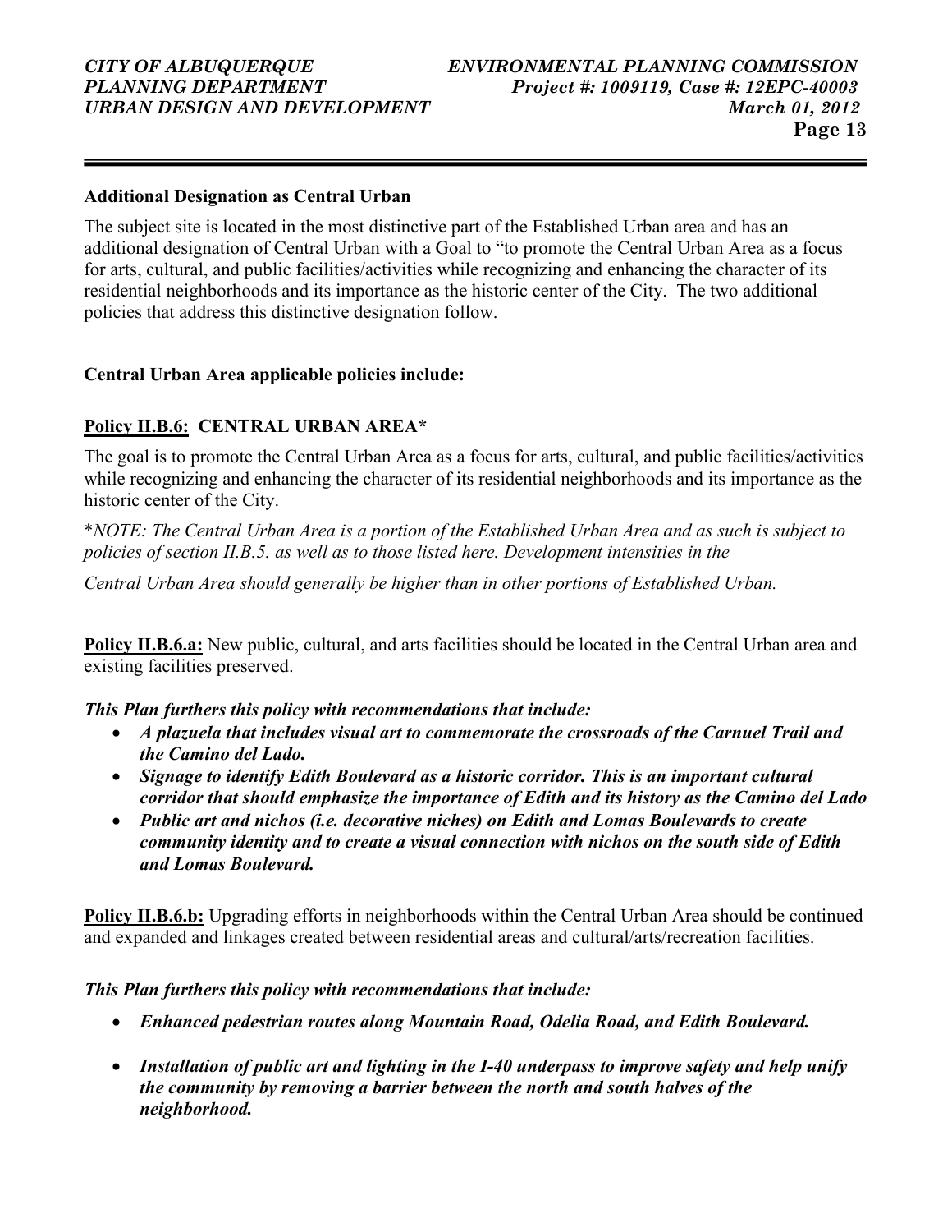**Additional Designation as Central Urban**

The subject site is located in the most distinctive part of the Established Urban area and has an additional designation of Central Urban with a Goal to "to promote the Central Urban Area as a focus for arts, cultural, and public facilities/activities while recognizing and enhancing the character of its residential neighborhoods and its importance as the historic center of the City. The two additional policies that address this distinctive designation follow.

**Central Urban Area applicable policies include:**

**Policy II.B.6: CENTRAL URBAN AREA***

The goal is to promote the Central Urban Area as a focus for arts, cultural, and public facilities/activities while recognizing and enhancing the character of its residential neighborhoods and its importance as the historic center of the City.

**NOTE: The Central Urban Area is a portion of the Established Urban Area and as such is subject to policies of section II.B.5. as well as to those listed here. Development intensities in the*

*Central Urban Area should generally be higher than in other portions of Established Urban.*

**Policy II.B.6.a:** New public, cultural, and arts facilities should be located in the Central Urban area and existing facilities preserved.

***This Plan furthers this policy with recommendations that include:***

- ***A plazuela that includes visual art to commemorate the crossroads of the Carnuel Trail and the Camino del Lado.***
- ***Signage to identify Edith Boulevard as a historic corridor. This is an important cultural corridor that should emphasize the importance of Edith and its history as the Camino del Lado***
- ***Public art and nichos (i.e. decorative niches) on Edith and Lomas Boulevards to create community identity and to create a visual connection with nichos on the south side of Edith and Lomas Boulevard.***

**Policy II.B.6.b:** Upgrading efforts in neighborhoods within the Central Urban Area should be continued and expanded and linkages created between residential areas and cultural/arts/recreation facilities.

***This Plan furthers this policy with recommendations that include:***

- ***Enhanced pedestrian routes along Mountain Road, Odelia Road, and Edith Boulevard.***
- ***Installation of public art and lighting in the I-40 underpass to improve safety and help unify the community by removing a barrier between the north and south halves of the neighborhood.***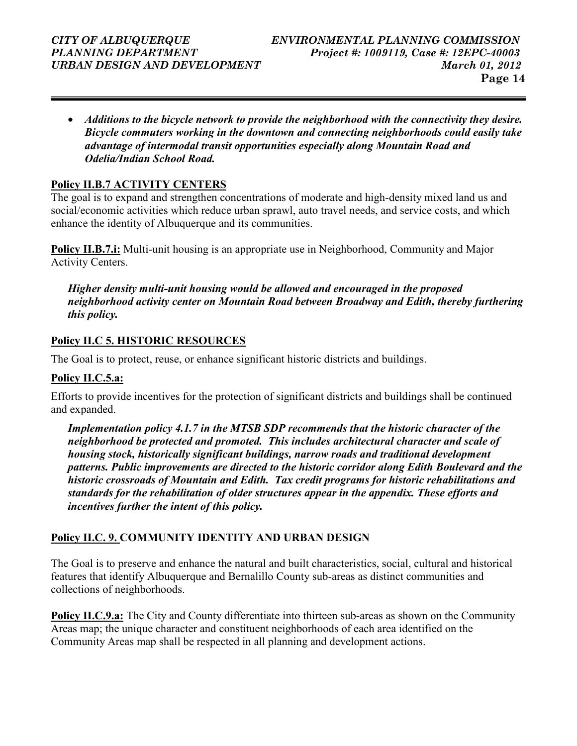- ***Additions to the bicycle network to provide the neighborhood with the connectivity they desire. Bicycle commuters working in the downtown and connecting neighborhoods could easily take advantage of intermodal transit opportunities especially along Mountain Road and Odelia/Indian School Road.***

**Policy II.B.7 ACTIVITY CENTERS**

The goal is to expand and strengthen concentrations of moderate and high-density mixed land us and social/economic activities which reduce urban sprawl, auto travel needs, and service costs, and which enhance the identity of Albuquerque and its communities.

**Policy II.B.7.i:** Multi-unit housing is an appropriate use in Neighborhood, Community and Major Activity Centers.

***Higher density multi-unit housing would be allowed and encouraged in the proposed neighborhood activity center on Mountain Road between Broadway and Edith, thereby furthering this policy.***

**Policy II.C 5. HISTORIC RESOURCES**

The Goal is to protect, reuse, or enhance significant historic districts and buildings.

**Policy II.C.5.a:**

Efforts to provide incentives for the protection of significant districts and buildings shall be continued and expanded.

***Implementation policy 4.1.7 in the MTSB SDP recommends that the historic character of the neighborhood be protected and promoted. This includes architectural character and scale of housing stock, historically significant buildings, narrow roads and traditional development patterns. Public improvements are directed to the historic corridor along Edith Boulevard and the historic crossroads of Mountain and Edith. Tax credit programs for historic rehabilitations and standards for the rehabilitation of older structures appear in the appendix. These efforts and incentives further the intent of this policy.***

**Policy II.C. 9. COMMUNITY IDENTITY AND URBAN DESIGN**

The Goal is to preserve and enhance the natural and built characteristics, social, cultural and historical features that identify Albuquerque and Bernalillo County sub-areas as distinct communities and collections of neighborhoods.

**Policy II.C.9.a:** The City and County differentiate into thirteen sub-areas as shown on the Community Areas map; the unique character and constituent neighborhoods of each area identified on the Community Areas map shall be respected in all planning and development actions.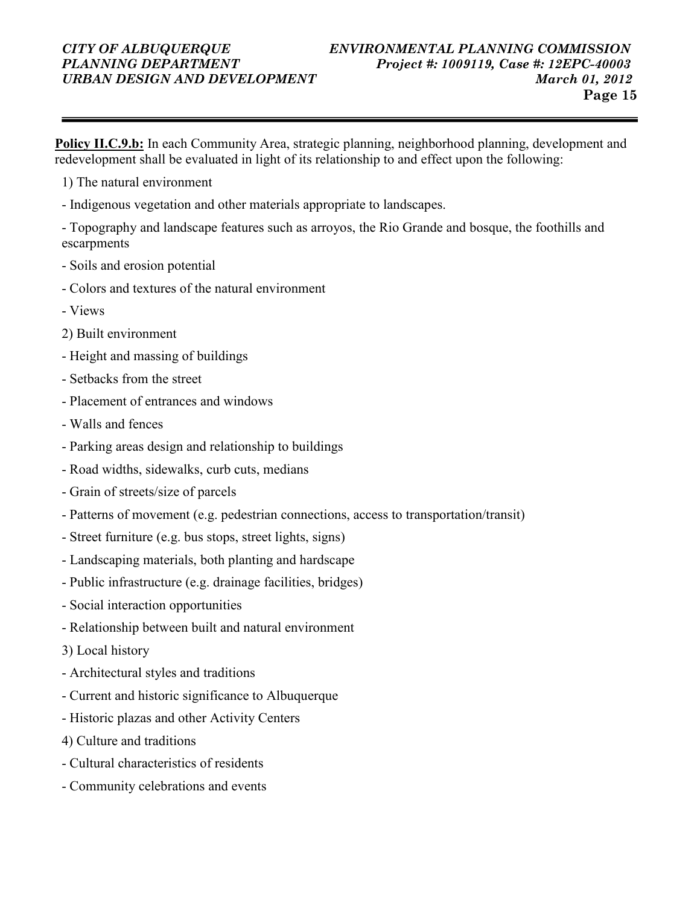**Policy II.C.9.b:** In each Community Area, strategic planning, neighborhood planning, development and redevelopment shall be evaluated in light of its relationship to and effect upon the following:

1) The natural environment

- Indigenous vegetation and other materials appropriate to landscapes.
- Topography and landscape features such as arroyos, the Rio Grande and bosque, the foothills and escarpments
- Soils and erosion potential
- Colors and textures of the natural environment
- Views

2) Built environment

- Height and massing of buildings
- Setbacks from the street
- Placement of entrances and windows
- Walls and fences
- Parking areas design and relationship to buildings
- Road widths, sidewalks, curb cuts, medians
- Grain of streets/size of parcels
- Patterns of movement (e.g. pedestrian connections, access to transportation/transit)
- Street furniture (e.g. bus stops, street lights, signs)
- Landscaping materials, both planting and hardscape
- Public infrastructure (e.g. drainage facilities, bridges)
- Social interaction opportunities
- Relationship between built and natural environment

3) Local history

- Architectural styles and traditions
- Current and historic significance to Albuquerque
- Historic plazas and other Activity Centers

4) Culture and traditions

- Cultural characteristics of residents
- Community celebrations and events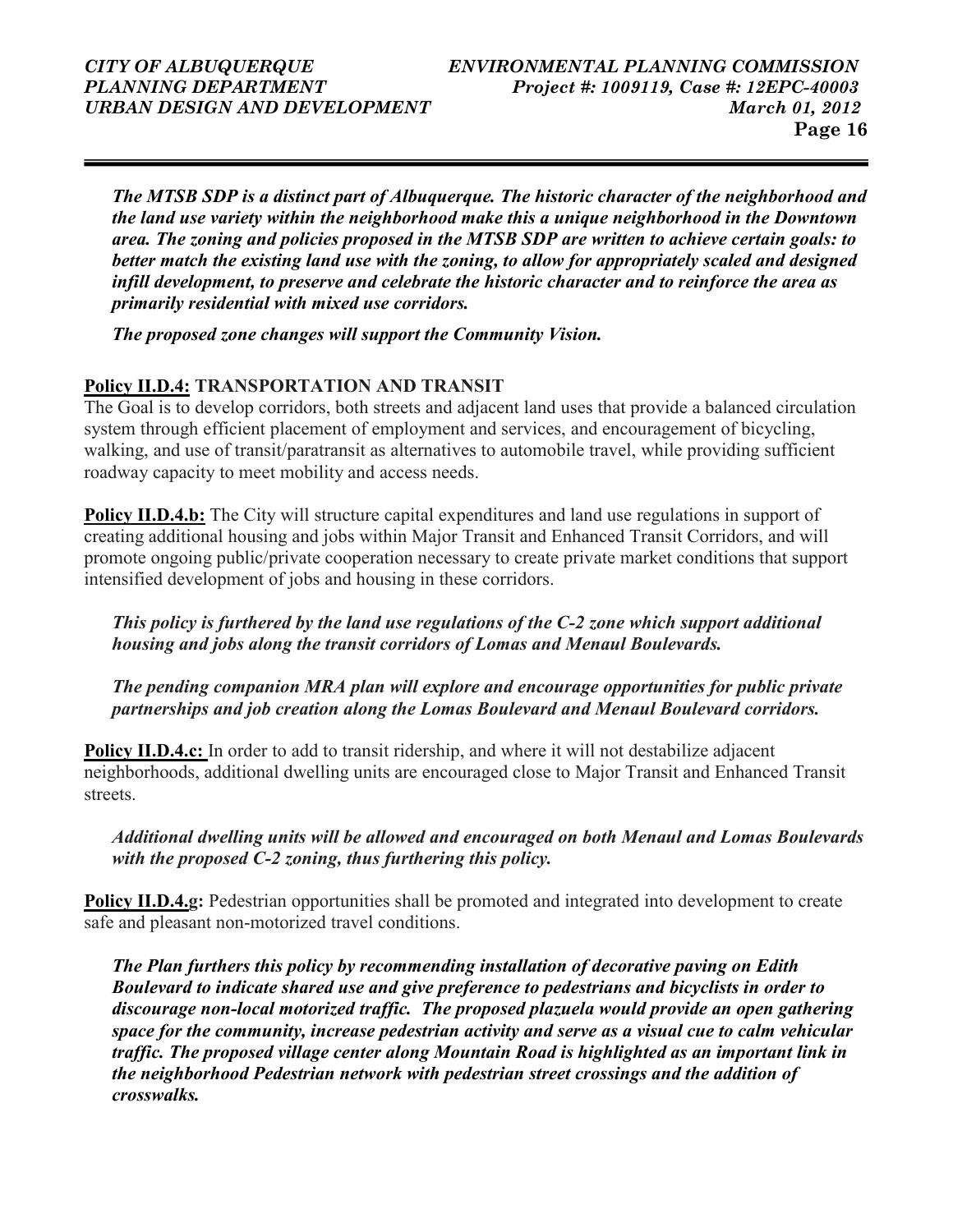***The MTSB SDP is a distinct part of Albuquerque. The historic character of the neighborhood and the land use variety within the neighborhood make this a unique neighborhood in the Downtown area. The zoning and policies proposed in the MTSB SDP are written to achieve certain goals: to better match the existing land use with the zoning, to allow for appropriately scaled and designed infill development, to preserve and celebrate the historic character and to reinforce the area as primarily residential with mixed use corridors.***

***The proposed zone changes will support the Community Vision.***

**Policy II.D.4: TRANSPORTATION AND TRANSIT**

The Goal is to develop corridors, both streets and adjacent land uses that provide a balanced circulation system through efficient placement of employment and services, and encouragement of bicycling, walking, and use of transit/paratransit as alternatives to automobile travel, while providing sufficient roadway capacity to meet mobility and access needs.

**Policy II.D.4.b:** The City will structure capital expenditures and land use regulations in support of creating additional housing and jobs within Major Transit and Enhanced Transit Corridors, and will promote ongoing public/private cooperation necessary to create private market conditions that support intensified development of jobs and housing in these corridors.

***This policy is furthered by the land use regulations of the C-2 zone which support additional housing and jobs along the transit corridors of Lomas and Menaul Boulevards.***

***The pending companion MRA plan will explore and encourage opportunities for public private partnerships and job creation along the Lomas Boulevard and Menaul Boulevard corridors.***

**Policy II.D.4.c:** In order to add to transit ridership, and where it will not destabilize adjacent neighborhoods, additional dwelling units are encouraged close to Major Transit and Enhanced Transit streets.

***Additional dwelling units will be allowed and encouraged on both Menaul and Lomas Boulevards with the proposed C-2 zoning, thus furthering this policy.***

**Policy II.D.4.g:** Pedestrian opportunities shall be promoted and integrated into development to create safe and pleasant non-motorized travel conditions.

***The Plan furthers this policy by recommending installation of decorative paving on Edith Boulevard to indicate shared use and give preference to pedestrians and bicyclists in order to discourage non-local motorized traffic. The proposed plazuela would provide an open gathering space for the community, increase pedestrian activity and serve as a visual cue to calm vehicular traffic. The proposed village center along Mountain Road is highlighted as an important link in the neighborhood Pedestrian network with pedestrian street crossings and the addition of crosswalks.***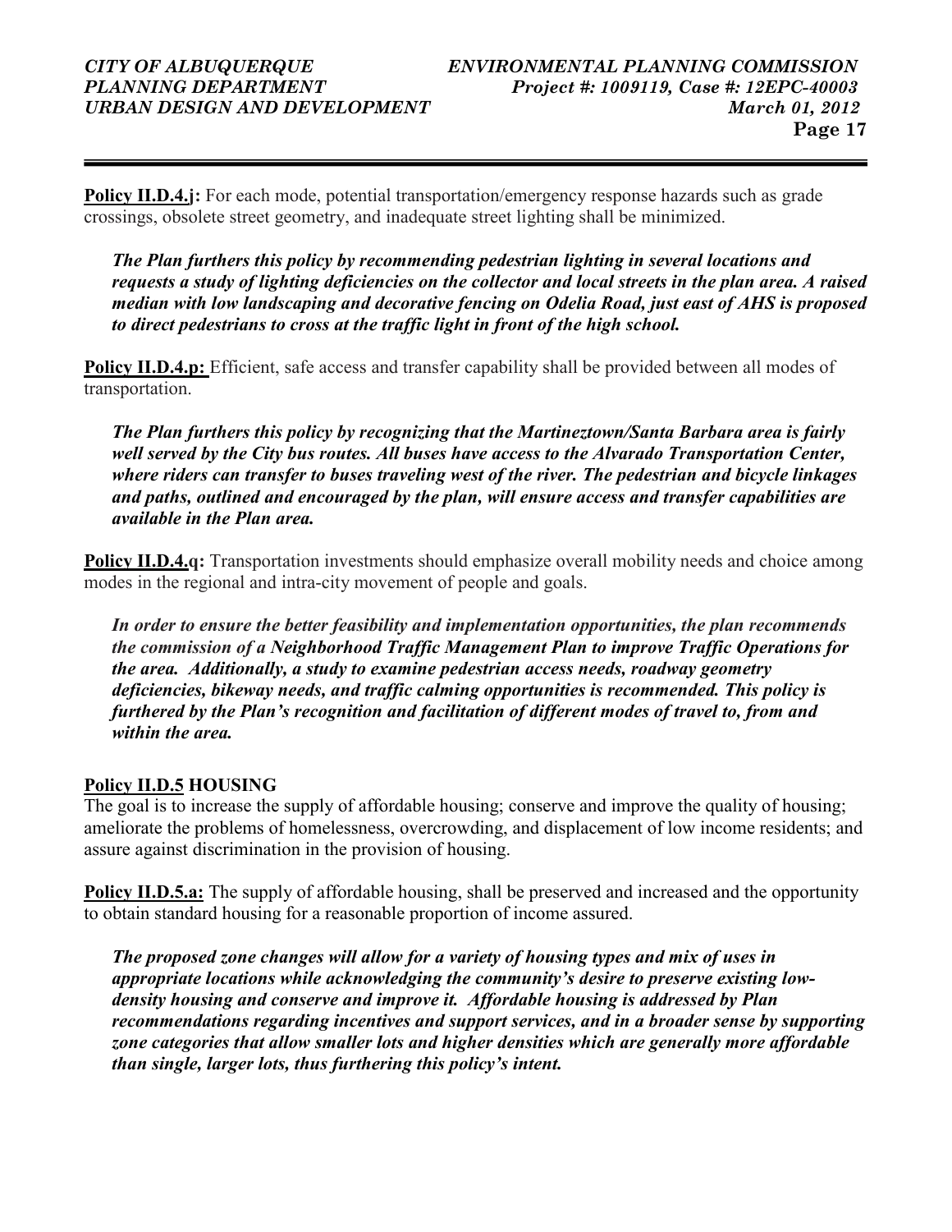**Policy II.D.4.j:** For each mode, potential transportation/emergency response hazards such as grade crossings, obsolete street geometry, and inadequate street lighting shall be minimized.

***The Plan furthers this policy by recommending pedestrian lighting in several locations and requests a study of lighting deficiencies on the collector and local streets in the plan area. A raised median with low landscaping and decorative fencing on Odelia Road, just east of AHS is proposed to direct pedestrians to cross at the traffic light in front of the high school.***

**Policy II.D.4.p:** Efficient, safe access and transfer capability shall be provided between all modes of transportation.

***The Plan furthers this policy by recognizing that the Martineztown/Santa Barbara area is fairly well served by the City bus routes. All buses have access to the Alvarado Transportation Center, where riders can transfer to buses traveling west of the river. The pedestrian and bicycle linkages and paths, outlined and encouraged by the plan, will ensure access and transfer capabilities are available in the Plan area.***

**Policy II.D.4.q:** Transportation investments should emphasize overall mobility needs and choice among modes in the regional and intra-city movement of people and goals.

***In order to ensure the better feasibility and implementation opportunities, the plan recommends the commission of a Neighborhood Traffic Management Plan to improve Traffic Operations for the area. Additionally, a study to examine pedestrian access needs, roadway geometry deficiencies, bikeway needs, and traffic calming opportunities is recommended. This policy is furthered by the Plan's recognition and facilitation of different modes of travel to, from and within the area.***

**Policy II.D.5 HOUSING**

The goal is to increase the supply of affordable housing; conserve and improve the quality of housing; ameliorate the problems of homelessness, overcrowding, and displacement of low income residents; and assure against discrimination in the provision of housing.

**Policy II.D.5.a:** The supply of affordable housing, shall be preserved and increased and the opportunity to obtain standard housing for a reasonable proportion of income assured.

***The proposed zone changes will allow for a variety of housing types and mix of uses in appropriate locations while acknowledging the community's desire to preserve existing low-density housing and conserve and improve it. Affordable housing is addressed by Plan recommendations regarding incentives and support services, and in a broader sense by supporting zone categories that allow smaller lots and higher densities which are generally more affordable than single, larger lots, thus furthering this policy's intent.***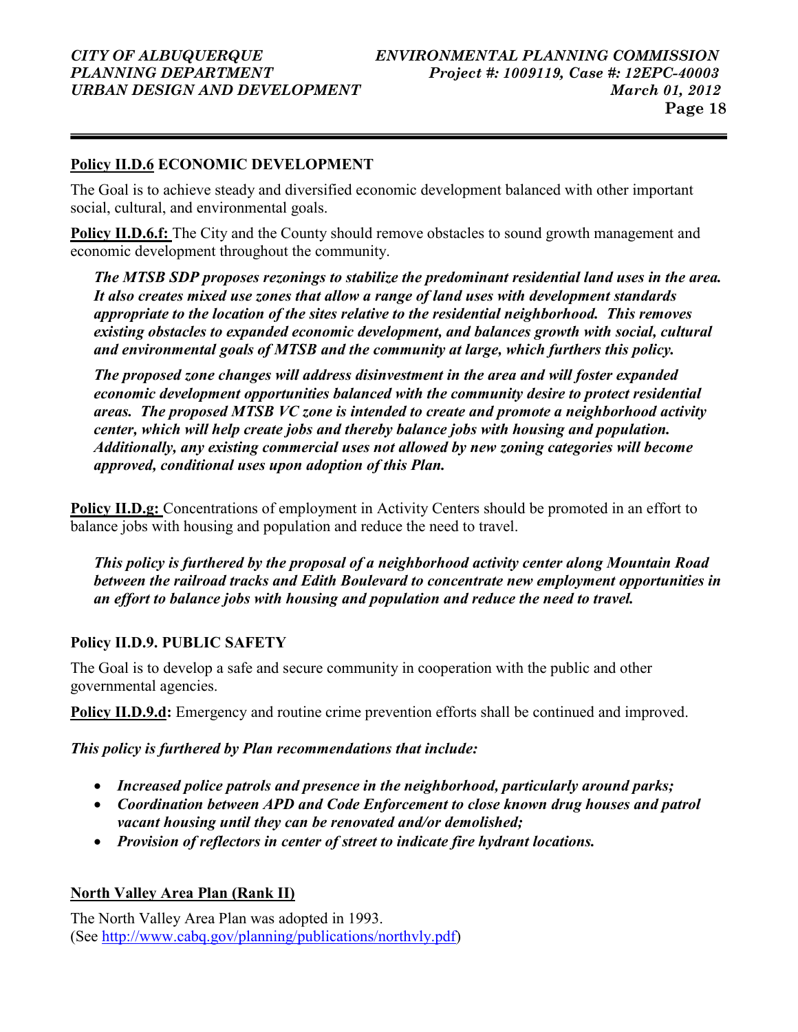**Policy II.D.6 ECONOMIC DEVELOPMENT**

The Goal is to achieve steady and diversified economic development balanced with other important social, cultural, and environmental goals.

**Policy II.D.6.f:** The City and the County should remove obstacles to sound growth management and economic development throughout the community.

> ***The MTSB SDP proposes rezonings to stabilize the predominant residential land uses in the area. It also creates mixed use zones that allow a range of land uses with development standards appropriate to the location of the sites relative to the residential neighborhood. This removes existing obstacles to expanded economic development, and balances growth with social, cultural and environmental goals of MTSB and the community at large, which furthers this policy.***
>
> ***The proposed zone changes will address disinvestment in the area and will foster expanded economic development opportunities balanced with the community desire to protect residential areas. The proposed MTSB VC zone is intended to create and promote a neighborhood activity center, which will help create jobs and thereby balance jobs with housing and population. Additionally, any existing commercial uses not allowed by new zoning categories will become approved, conditional uses upon adoption of this Plan.***

**Policy II.D.g:** Concentrations of employment in Activity Centers should be promoted in an effort to balance jobs with housing and population and reduce the need to travel.

> ***This policy is furthered by the proposal of a neighborhood activity center along Mountain Road between the railroad tracks and Edith Boulevard to concentrate new employment opportunities in an effort to balance jobs with housing and population and reduce the need to travel.***

**Policy II.D.9. PUBLIC SAFETY**

The Goal is to develop a safe and secure community in cooperation with the public and other governmental agencies.

**Policy II.D.9.d:** Emergency and routine crime prevention efforts shall be continued and improved.

***This policy is furthered by Plan recommendations that include:***

- ***Increased police patrols and presence in the neighborhood, particularly around parks;***
- ***Coordination between APD and Code Enforcement to close known drug houses and patrol vacant housing until they can be renovated and/or demolished;***
- ***Provision of reflectors in center of street to indicate fire hydrant locations.***

**North Valley Area Plan (Rank II)**

The North Valley Area Plan was adopted in 1993.
(See http://www.cabq.gov/planning/publications/northvly.pdf)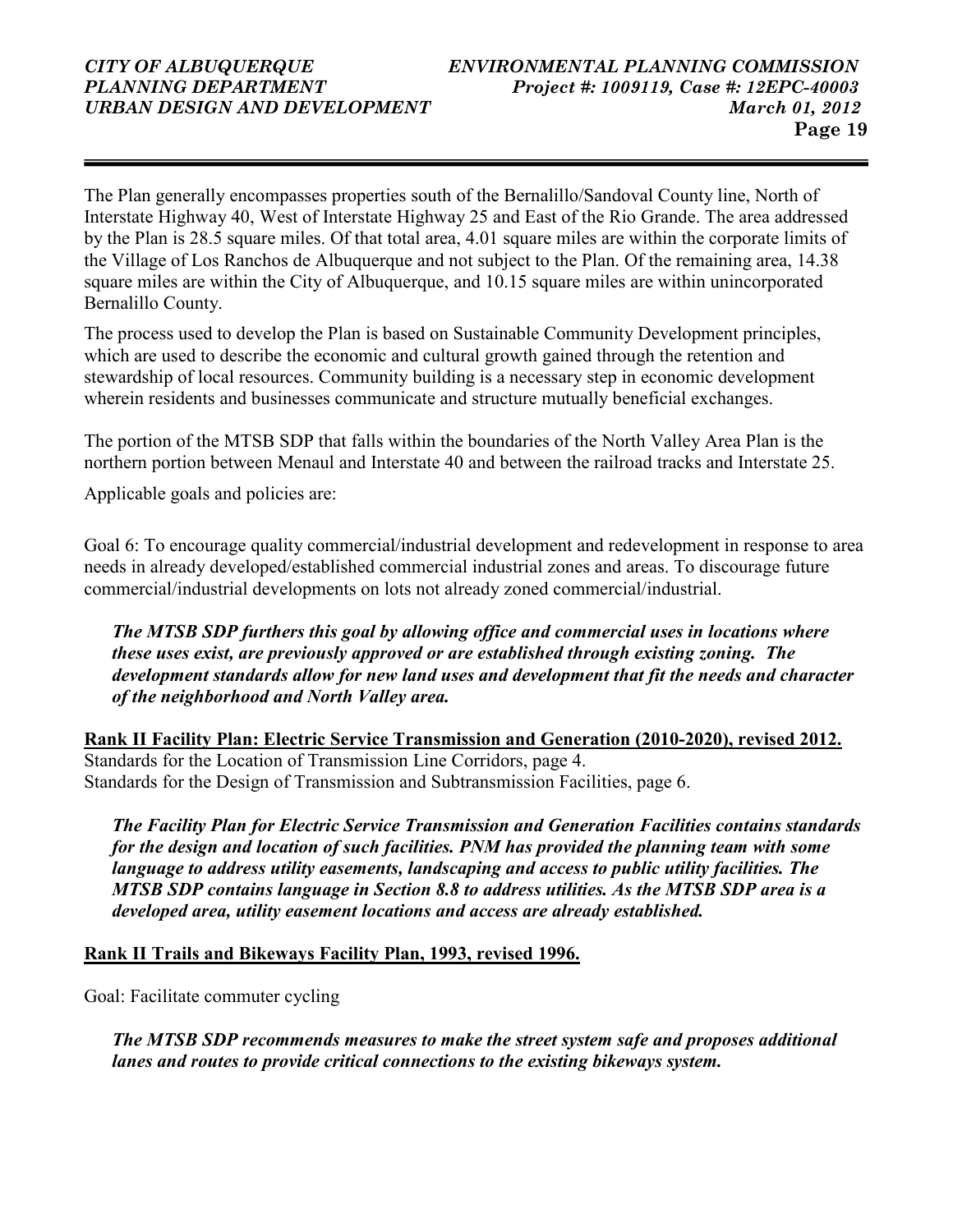The Plan generally encompasses properties south of the Bernalillo/Sandoval County line, North of Interstate Highway 40, West of Interstate Highway 25 and East of the Rio Grande. The area addressed by the Plan is 28.5 square miles. Of that total area, 4.01 square miles are within the corporate limits of the Village of Los Ranchos de Albuquerque and not subject to the Plan. Of the remaining area, 14.38 square miles are within the City of Albuquerque, and 10.15 square miles are within unincorporated Bernalillo County.

The process used to develop the Plan is based on Sustainable Community Development principles, which are used to describe the economic and cultural growth gained through the retention and stewardship of local resources. Community building is a necessary step in economic development wherein residents and businesses communicate and structure mutually beneficial exchanges.

The portion of the MTSB SDP that falls within the boundaries of the North Valley Area Plan is the northern portion between Menaul and Interstate 40 and between the railroad tracks and Interstate 25.

Applicable goals and policies are:

Goal 6: To encourage quality commercial/industrial development and redevelopment in response to area needs in already developed/established commercial industrial zones and areas. To discourage future commercial/industrial developments on lots not already zoned commercial/industrial.

> ***The MTSB SDP furthers this goal by allowing office and commercial uses in locations where these uses exist, are previously approved or are established through existing zoning. The development standards allow for new land uses and development that fit the needs and character of the neighborhood and North Valley area.***

**Rank II Facility Plan: Electric Service Transmission and Generation (2010-2020), revised 2012.**

Standards for the Location of Transmission Line Corridors, page 4.
Standards for the Design of Transmission and Subtransmission Facilities, page 6.

> ***The Facility Plan for Electric Service Transmission and Generation Facilities contains standards for the design and location of such facilities. PNM has provided the planning team with some language to address utility easements, landscaping and access to public utility facilities. The MTSB SDP contains language in Section 8.8 to address utilities. As the MTSB SDP area is a developed area, utility easement locations and access are already established.***

**Rank II Trails and Bikeways Facility Plan, 1993, revised 1996.**

Goal: Facilitate commuter cycling

> ***The MTSB SDP recommends measures to make the street system safe and proposes additional lanes and routes to provide critical connections to the existing bikeways system.***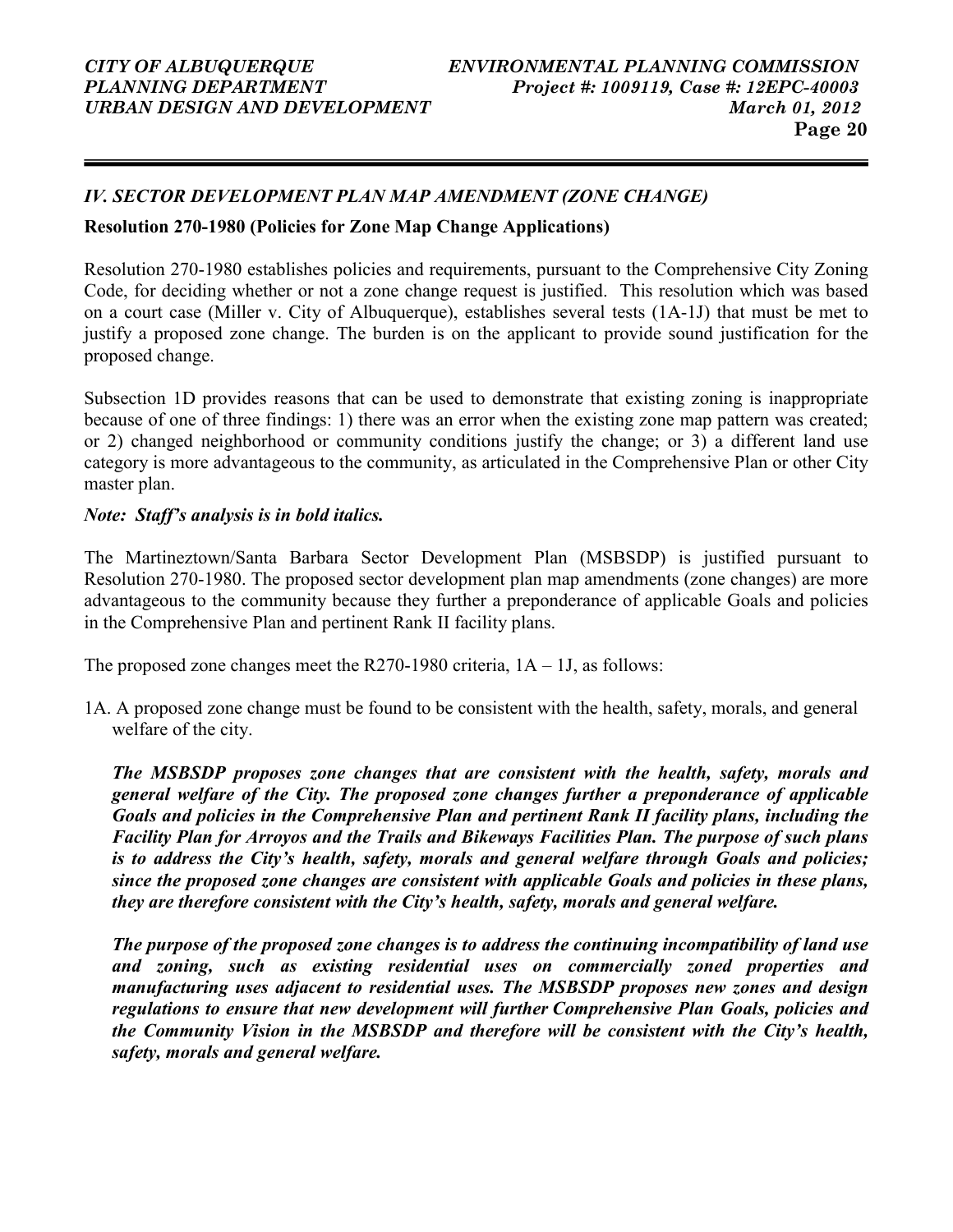## *IV. SECTOR DEVELOPMENT PLAN MAP AMENDMENT (ZONE CHANGE)*

**Resolution 270-1980 (Policies for Zone Map Change Applications)**

Resolution 270-1980 establishes policies and requirements, pursuant to the Comprehensive City Zoning Code, for deciding whether or not a zone change request is justified. This resolution which was based on a court case (Miller v. City of Albuquerque), establishes several tests (1A-1J) that must be met to justify a proposed zone change. The burden is on the applicant to provide sound justification for the proposed change.

Subsection 1D provides reasons that can be used to demonstrate that existing zoning is inappropriate because of one of three findings: 1) there was an error when the existing zone map pattern was created; or 2) changed neighborhood or community conditions justify the change; or 3) a different land use category is more advantageous to the community, as articulated in the Comprehensive Plan or other City master plan.

***Note: Staff's analysis is in bold italics.***

The Martineztown/Santa Barbara Sector Development Plan (MSBSDP) is justified pursuant to Resolution 270-1980. The proposed sector development plan map amendments (zone changes) are more advantageous to the community because they further a preponderance of applicable Goals and policies in the Comprehensive Plan and pertinent Rank II facility plans.

The proposed zone changes meet the R270-1980 criteria, 1A – 1J, as follows:

1A. A proposed zone change must be found to be consistent with the health, safety, morals, and general welfare of the city.

***The MSBSDP proposes zone changes that are consistent with the health, safety, morals and general welfare of the City. The proposed zone changes further a preponderance of applicable Goals and policies in the Comprehensive Plan and pertinent Rank II facility plans, including the Facility Plan for Arroyos and the Trails and Bikeways Facilities Plan. The purpose of such plans is to address the City's health, safety, morals and general welfare through Goals and policies; since the proposed zone changes are consistent with applicable Goals and policies in these plans, they are therefore consistent with the City's health, safety, morals and general welfare.***

***The purpose of the proposed zone changes is to address the continuing incompatibility of land use and zoning, such as existing residential uses on commercially zoned properties and manufacturing uses adjacent to residential uses. The MSBSDP proposes new zones and design regulations to ensure that new development will further Comprehensive Plan Goals, policies and the Community Vision in the MSBSDP and therefore will be consistent with the City's health, safety, morals and general welfare.***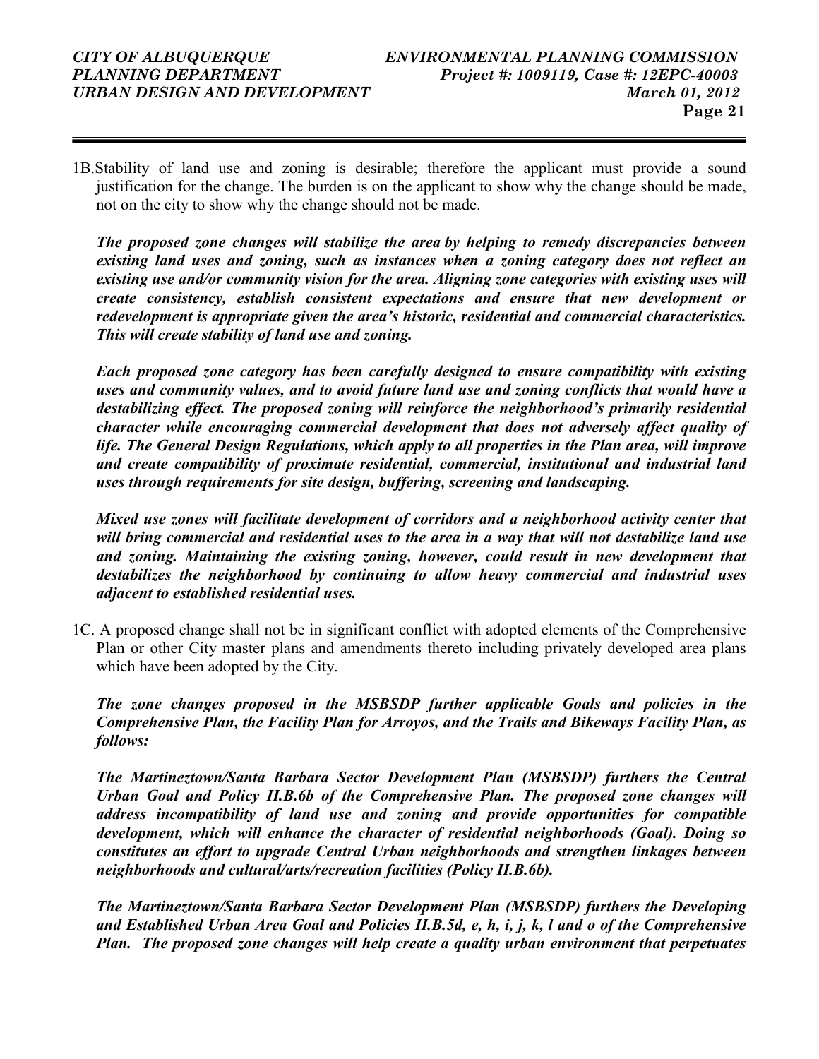1B. Stability of land use and zoning is desirable; therefore the applicant must provide a sound justification for the change. The burden is on the applicant to show why the change should be made, not on the city to show why the change should not be made.

***The proposed zone changes will stabilize the area by helping to remedy discrepancies between existing land uses and zoning, such as instances when a zoning category does not reflect an existing use and/or community vision for the area. Aligning zone categories with existing uses will create consistency, establish consistent expectations and ensure that new development or redevelopment is appropriate given the area's historic, residential and commercial characteristics. This will create stability of land use and zoning.***

***Each proposed zone category has been carefully designed to ensure compatibility with existing uses and community values, and to avoid future land use and zoning conflicts that would have a destabilizing effect. The proposed zoning will reinforce the neighborhood's primarily residential character while encouraging commercial development that does not adversely affect quality of life. The General Design Regulations, which apply to all properties in the Plan area, will improve and create compatibility of proximate residential, commercial, institutional and industrial land uses through requirements for site design, buffering, screening and landscaping.***

***Mixed use zones will facilitate development of corridors and a neighborhood activity center that will bring commercial and residential uses to the area in a way that will not destabilize land use and zoning. Maintaining the existing zoning, however, could result in new development that destabilizes the neighborhood by continuing to allow heavy commercial and industrial uses adjacent to established residential uses.***

1C. A proposed change shall not be in significant conflict with adopted elements of the Comprehensive Plan or other City master plans and amendments thereto including privately developed area plans which have been adopted by the City.

***The zone changes proposed in the MSBSDP further applicable Goals and policies in the Comprehensive Plan, the Facility Plan for Arroyos, and the Trails and Bikeways Facility Plan, as follows:***

***The Martineztown/Santa Barbara Sector Development Plan (MSBSDP) furthers the Central Urban Goal and Policy II.B.6b of the Comprehensive Plan. The proposed zone changes will address incompatibility of land use and zoning and provide opportunities for compatible development, which will enhance the character of residential neighborhoods (Goal). Doing so constitutes an effort to upgrade Central Urban neighborhoods and strengthen linkages between neighborhoods and cultural/arts/recreation facilities (Policy II.B.6b).***

***The Martineztown/Santa Barbara Sector Development Plan (MSBSDP) furthers the Developing and Established Urban Area Goal and Policies II.B.5d, e, h, i, j, k, l and o of the Comprehensive Plan. The proposed zone changes will help create a quality urban environment that perpetuates***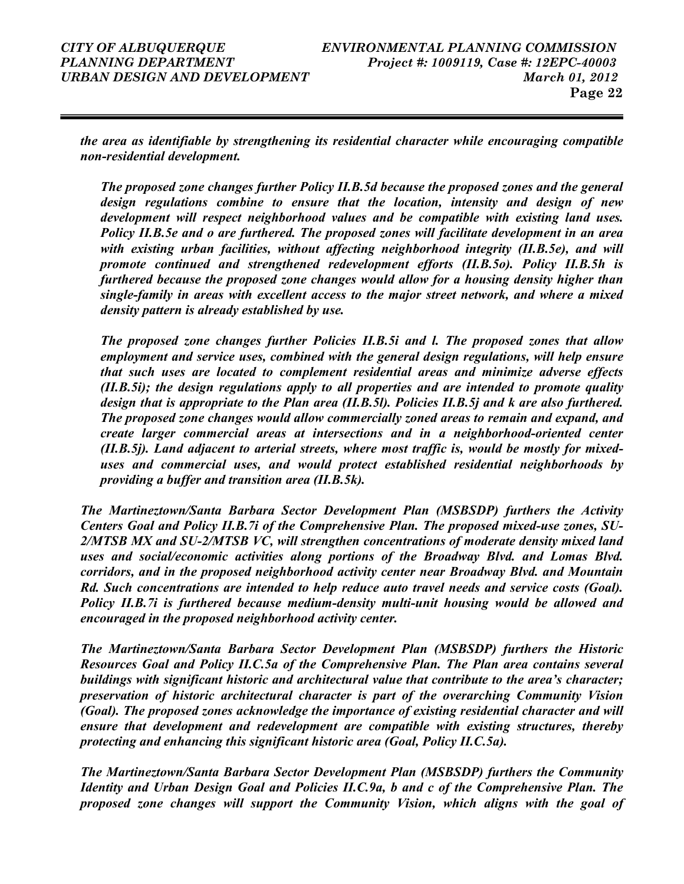***the area as identifiable by strengthening its residential character while encouraging compatible non-residential development.***

> ***The proposed zone changes further Policy II.B.5d because the proposed zones and the general design regulations combine to ensure that the location, intensity and design of new development will respect neighborhood values and be compatible with existing land uses. Policy II.B.5e and o are furthered. The proposed zones will facilitate development in an area with existing urban facilities, without affecting neighborhood integrity (II.B.5e), and will promote continued and strengthened redevelopment efforts (II.B.5o). Policy II.B.5h is furthered because the proposed zone changes would allow for a housing density higher than single-family in areas with excellent access to the major street network, and where a mixed density pattern is already established by use.***
>
> ***The proposed zone changes further Policies II.B.5i and l. The proposed zones that allow employment and service uses, combined with the general design regulations, will help ensure that such uses are located to complement residential areas and minimize adverse effects (II.B.5i); the design regulations apply to all properties and are intended to promote quality design that is appropriate to the Plan area (II.B.5l). Policies II.B.5j and k are also furthered. The proposed zone changes would allow commercially zoned areas to remain and expand, and create larger commercial areas at intersections and in a neighborhood-oriented center (II.B.5j). Land adjacent to arterial streets, where most traffic is, would be mostly for mixed-uses and commercial uses, and would protect established residential neighborhoods by providing a buffer and transition area (II.B.5k).***

***The Martineztown/Santa Barbara Sector Development Plan (MSBSDP) furthers the Activity Centers Goal and Policy II.B.7i of the Comprehensive Plan. The proposed mixed-use zones, SU-2/MTSB MX and SU-2/MTSB VC, will strengthen concentrations of moderate density mixed land uses and social/economic activities along portions of the Broadway Blvd. and Lomas Blvd. corridors, and in the proposed neighborhood activity center near Broadway Blvd. and Mountain Rd. Such concentrations are intended to help reduce auto travel needs and service costs (Goal). Policy II.B.7i is furthered because medium-density multi-unit housing would be allowed and encouraged in the proposed neighborhood activity center.***

***The Martineztown/Santa Barbara Sector Development Plan (MSBSDP) furthers the Historic Resources Goal and Policy II.C.5a of the Comprehensive Plan. The Plan area contains several buildings with significant historic and architectural value that contribute to the area's character; preservation of historic architectural character is part of the overarching Community Vision (Goal). The proposed zones acknowledge the importance of existing residential character and will ensure that development and redevelopment are compatible with existing structures, thereby protecting and enhancing this significant historic area (Goal, Policy II.C.5a).***

***The Martineztown/Santa Barbara Sector Development Plan (MSBSDP) furthers the Community Identity and Urban Design Goal and Policies II.C.9a, b and c of the Comprehensive Plan. The proposed zone changes will support the Community Vision, which aligns with the goal of***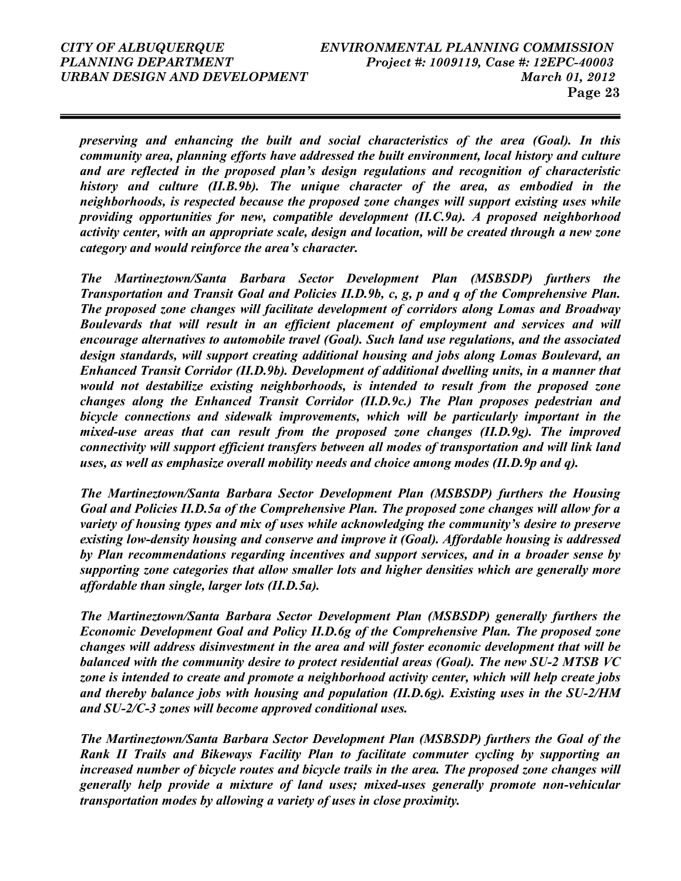***preserving and enhancing the built and social characteristics of the area (Goal). In this community area, planning efforts have addressed the built environment, local history and culture and are reflected in the proposed plan's design regulations and recognition of characteristic history and culture (II.B.9b). The unique character of the area, as embodied in the neighborhoods, is respected because the proposed zone changes will support existing uses while providing opportunities for new, compatible development (II.C.9a). A proposed neighborhood activity center, with an appropriate scale, design and location, will be created through a new zone category and would reinforce the area's character.***

***The Martineztown/Santa Barbara Sector Development Plan (MSBSDP) furthers the Transportation and Transit Goal and Policies II.D.9b, c, g, p and q of the Comprehensive Plan. The proposed zone changes will facilitate development of corridors along Lomas and Broadway Boulevards that will result in an efficient placement of employment and services and will encourage alternatives to automobile travel (Goal). Such land use regulations, and the associated design standards, will support creating additional housing and jobs along Lomas Boulevard, an Enhanced Transit Corridor (II.D.9b). Development of additional dwelling units, in a manner that would not destabilize existing neighborhoods, is intended to result from the proposed zone changes along the Enhanced Transit Corridor (II.D.9c.) The Plan proposes pedestrian and bicycle connections and sidewalk improvements, which will be particularly important in the mixed-use areas that can result from the proposed zone changes (II.D.9g). The improved connectivity will support efficient transfers between all modes of transportation and will link land uses, as well as emphasize overall mobility needs and choice among modes (II.D.9p and q).***

***The Martineztown/Santa Barbara Sector Development Plan (MSBSDP) furthers the Housing Goal and Policies II.D.5a of the Comprehensive Plan. The proposed zone changes will allow for a variety of housing types and mix of uses while acknowledging the community's desire to preserve existing low-density housing and conserve and improve it (Goal). Affordable housing is addressed by Plan recommendations regarding incentives and support services, and in a broader sense by supporting zone categories that allow smaller lots and higher densities which are generally more affordable than single, larger lots (II.D.5a).***

***The Martineztown/Santa Barbara Sector Development Plan (MSBSDP) generally furthers the Economic Development Goal and Policy II.D.6g of the Comprehensive Plan. The proposed zone changes will address disinvestment in the area and will foster economic development that will be balanced with the community desire to protect residential areas (Goal). The new SU-2 MTSB VC zone is intended to create and promote a neighborhood activity center, which will help create jobs and thereby balance jobs with housing and population (II.D.6g). Existing uses in the SU-2/HM and SU-2/C-3 zones will become approved conditional uses.***

***The Martineztown/Santa Barbara Sector Development Plan (MSBSDP) furthers the Goal of the Rank II Trails and Bikeways Facility Plan to facilitate commuter cycling by supporting an increased number of bicycle routes and bicycle trails in the area. The proposed zone changes will generally help provide a mixture of land uses; mixed-uses generally promote non-vehicular transportation modes by allowing a variety of uses in close proximity.***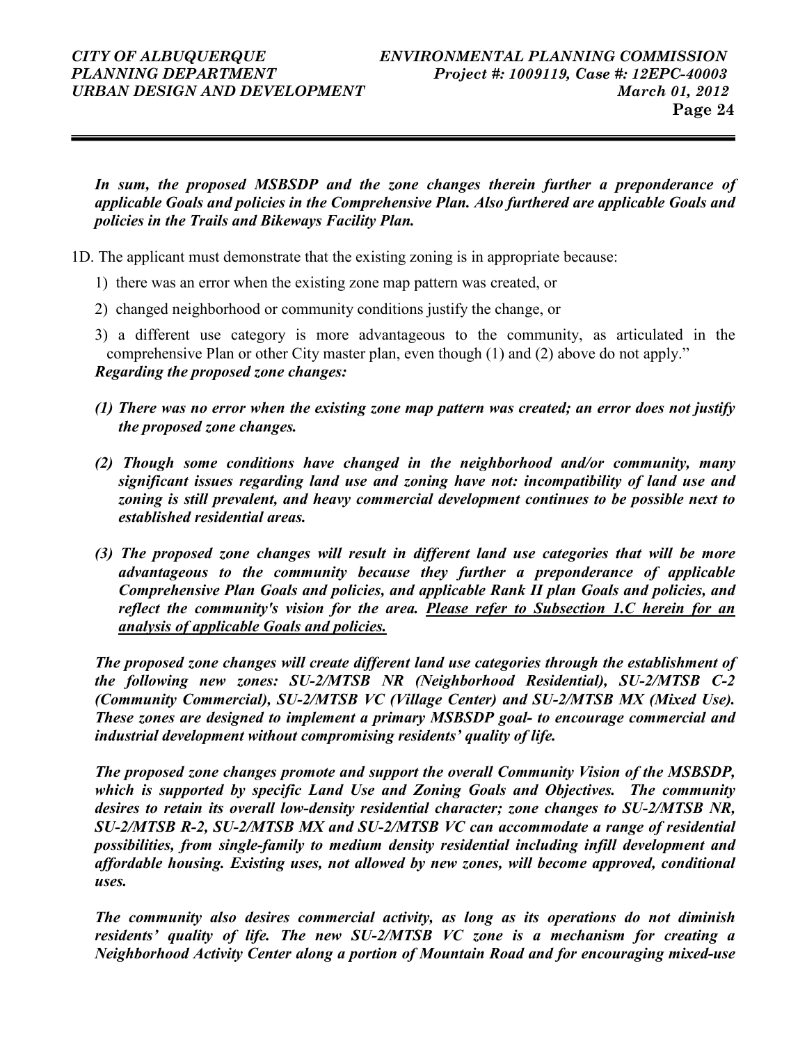***In sum, the proposed MSBSDP and the zone changes therein further a preponderance of applicable Goals and policies in the Comprehensive Plan. Also furthered are applicable Goals and policies in the Trails and Bikeways Facility Plan.***

1D. The applicant must demonstrate that the existing zoning is in appropriate because:

1) there was an error when the existing zone map pattern was created, or

2) changed neighborhood or community conditions justify the change, or

3) a different use category is more advantageous to the community, as articulated in the comprehensive Plan or other City master plan, even though (1) and (2) above do not apply."

***Regarding the proposed zone changes:***

***(1) There was no error when the existing zone map pattern was created; an error does not justify the proposed zone changes.***

***(2) Though some conditions have changed in the neighborhood and/or community, many significant issues regarding land use and zoning have not: incompatibility of land use and zoning is still prevalent, and heavy commercial development continues to be possible next to established residential areas.***

***(3) The proposed zone changes will result in different land use categories that will be more advantageous to the community because they further a preponderance of applicable Comprehensive Plan Goals and policies, and applicable Rank II plan Goals and policies, and reflect the community's vision for the area. <u>Please refer to Subsection 1.C herein for an analysis of applicable Goals and policies.</u>***

***The proposed zone changes will create different land use categories through the establishment of the following new zones: SU-2/MTSB NR (Neighborhood Residential), SU-2/MTSB C-2 (Community Commercial), SU-2/MTSB VC (Village Center) and SU-2/MTSB MX (Mixed Use). These zones are designed to implement a primary MSBSDP goal- to encourage commercial and industrial development without compromising residents' quality of life.***

***The proposed zone changes promote and support the overall Community Vision of the MSBSDP, which is supported by specific Land Use and Zoning Goals and Objectives. The community desires to retain its overall low-density residential character; zone changes to SU-2/MTSB NR, SU-2/MTSB R-2, SU-2/MTSB MX and SU-2/MTSB VC can accommodate a range of residential possibilities, from single-family to medium density residential including infill development and affordable housing. Existing uses, not allowed by new zones, will become approved, conditional uses.***

***The community also desires commercial activity, as long as its operations do not diminish residents' quality of life. The new SU-2/MTSB VC zone is a mechanism for creating a Neighborhood Activity Center along a portion of Mountain Road and for encouraging mixed-use***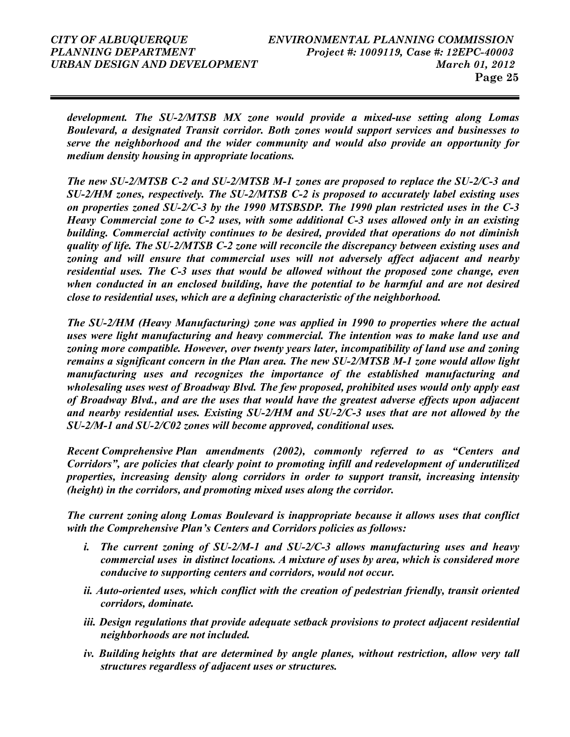*development. The SU-2/MTSB MX zone would provide a mixed-use setting along Lomas Boulevard, a designated Transit corridor. Both zones would support services and businesses to serve the neighborhood and the wider community and would also provide an opportunity for medium density housing in appropriate locations.*

*The new SU-2/MTSB C-2 and SU-2/MTSB M-1 zones are proposed to replace the SU-2/C-3 and SU-2/HM zones, respectively. The SU-2/MTSB C-2 is proposed to accurately label existing uses on properties zoned SU-2/C-3 by the 1990 MTSBSDP. The 1990 plan restricted uses in the C-3 Heavy Commercial zone to C-2 uses, with some additional C-3 uses allowed only in an existing building. Commercial activity continues to be desired, provided that operations do not diminish quality of life. The SU-2/MTSB C-2 zone will reconcile the discrepancy between existing uses and zoning and will ensure that commercial uses will not adversely affect adjacent and nearby residential uses. The C-3 uses that would be allowed without the proposed zone change, even when conducted in an enclosed building, have the potential to be harmful and are not desired close to residential uses, which are a defining characteristic of the neighborhood.*

*The SU-2/HM (Heavy Manufacturing) zone was applied in 1990 to properties where the actual uses were light manufacturing and heavy commercial. The intention was to make land use and zoning more compatible. However, over twenty years later, incompatibility of land use and zoning remains a significant concern in the Plan area. The new SU-2/MTSB M-1 zone would allow light manufacturing uses and recognizes the importance of the established manufacturing and wholesaling uses west of Broadway Blvd. The few proposed, prohibited uses would only apply east of Broadway Blvd., and are the uses that would have the greatest adverse effects upon adjacent and nearby residential uses. Existing SU-2/HM and SU-2/C-3 uses that are not allowed by the SU-2/M-1 and SU-2/C02 zones will become approved, conditional uses.*

*Recent Comprehensive Plan amendments (2002), commonly referred to as "Centers and Corridors", are policies that clearly point to promoting infill and redevelopment of underutilized properties, increasing density along corridors in order to support transit, increasing intensity (height) in the corridors, and promoting mixed uses along the corridor.*

*The current zoning along Lomas Boulevard is inappropriate because it allows uses that conflict with the Comprehensive Plan's Centers and Corridors policies as follows:*

- *i. The current zoning of SU-2/M-1 and SU-2/C-3 allows manufacturing uses and heavy commercial uses in distinct locations. A mixture of uses by area, which is considered more conducive to supporting centers and corridors, would not occur.*
- *ii. Auto-oriented uses, which conflict with the creation of pedestrian friendly, transit oriented corridors, dominate.*
- *iii. Design regulations that provide adequate setback provisions to protect adjacent residential neighborhoods are not included.*
- *iv. Building heights that are determined by angle planes, without restriction, allow very tall structures regardless of adjacent uses or structures.*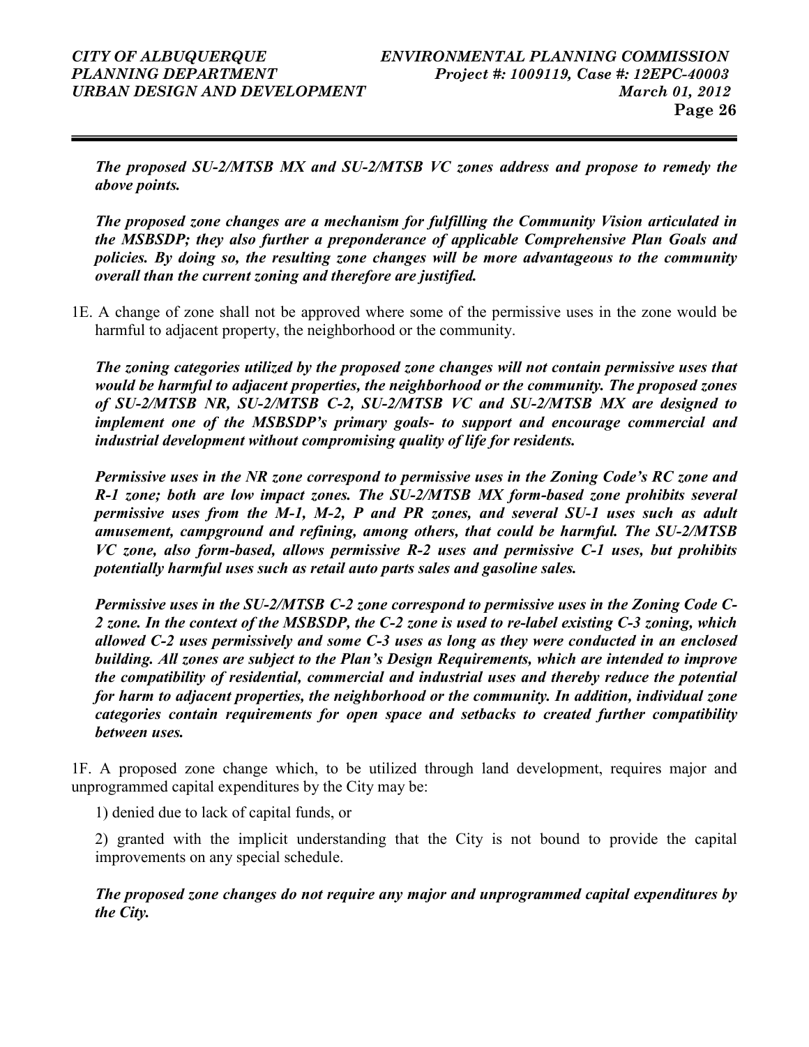***The proposed SU-2/MTSB MX and SU-2/MTSB VC zones address and propose to remedy the above points.***

***The proposed zone changes are a mechanism for fulfilling the Community Vision articulated in the MSBSDP; they also further a preponderance of applicable Comprehensive Plan Goals and policies. By doing so, the resulting zone changes will be more advantageous to the community overall than the current zoning and therefore are justified.***

1E. A change of zone shall not be approved where some of the permissive uses in the zone would be harmful to adjacent property, the neighborhood or the community.

***The zoning categories utilized by the proposed zone changes will not contain permissive uses that would be harmful to adjacent properties, the neighborhood or the community. The proposed zones of SU-2/MTSB NR, SU-2/MTSB C-2, SU-2/MTSB VC and SU-2/MTSB MX are designed to implement one of the MSBSDP's primary goals- to support and encourage commercial and industrial development without compromising quality of life for residents.***

***Permissive uses in the NR zone correspond to permissive uses in the Zoning Code's RC zone and R-1 zone; both are low impact zones. The SU-2/MTSB MX form-based zone prohibits several permissive uses from the M-1, M-2, P and PR zones, and several SU-1 uses such as adult amusement, campground and refining, among others, that could be harmful. The SU-2/MTSB VC zone, also form-based, allows permissive R-2 uses and permissive C-1 uses, but prohibits potentially harmful uses such as retail auto parts sales and gasoline sales.***

***Permissive uses in the SU-2/MTSB C-2 zone correspond to permissive uses in the Zoning Code C-2 zone. In the context of the MSBSDP, the C-2 zone is used to re-label existing C-3 zoning, which allowed C-2 uses permissively and some C-3 uses as long as they were conducted in an enclosed building. All zones are subject to the Plan's Design Requirements, which are intended to improve the compatibility of residential, commercial and industrial uses and thereby reduce the potential for harm to adjacent properties, the neighborhood or the community. In addition, individual zone categories contain requirements for open space and setbacks to created further compatibility between uses.***

1F. A proposed zone change which, to be utilized through land development, requires major and unprogrammed capital expenditures by the City may be:

1) denied due to lack of capital funds, or

2) granted with the implicit understanding that the City is not bound to provide the capital improvements on any special schedule.

***The proposed zone changes do not require any major and unprogrammed capital expenditures by the City.***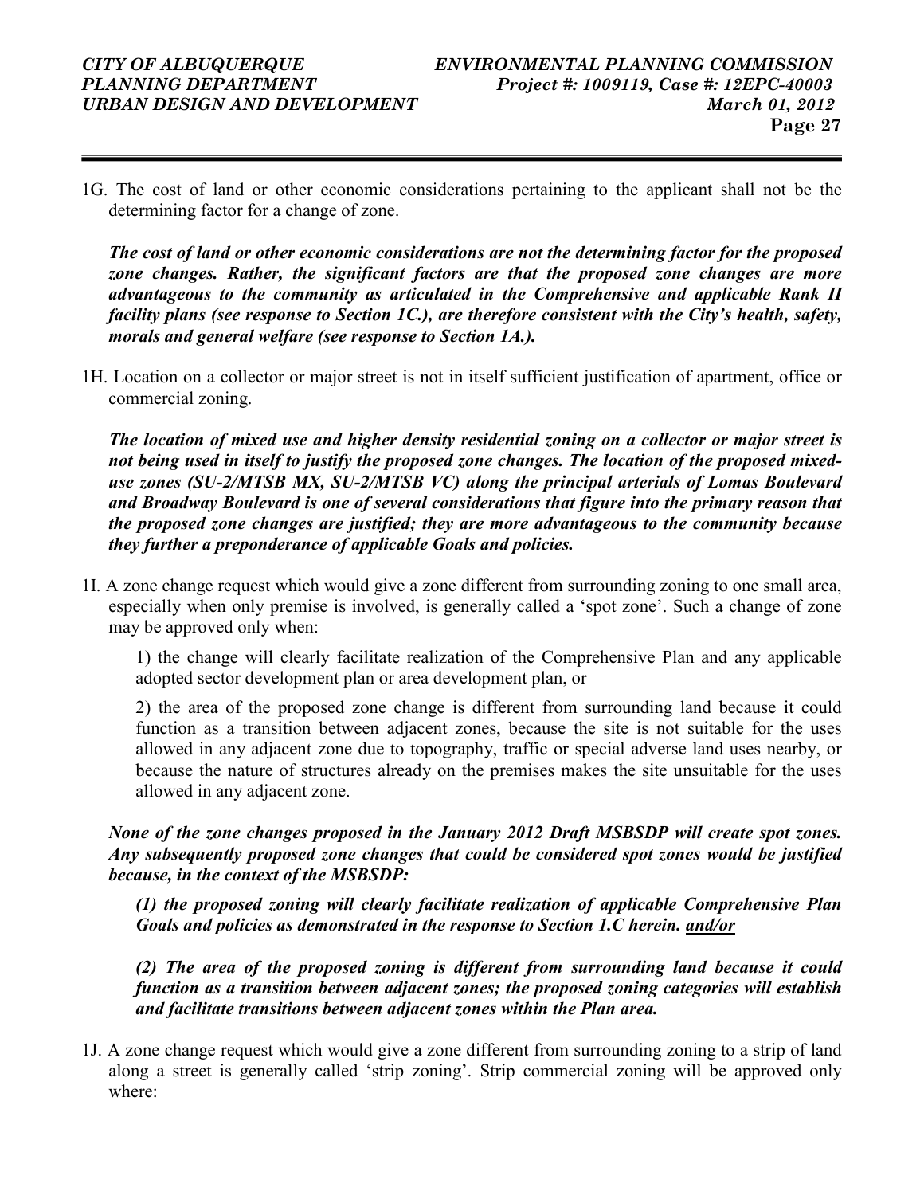1G. The cost of land or other economic considerations pertaining to the applicant shall not be the determining factor for a change of zone.

***The cost of land or other economic considerations are not the determining factor for the proposed zone changes. Rather, the significant factors are that the proposed zone changes are more advantageous to the community as articulated in the Comprehensive and applicable Rank II facility plans (see response to Section 1C.), are therefore consistent with the City's health, safety, morals and general welfare (see response to Section 1A.).***

1H. Location on a collector or major street is not in itself sufficient justification of apartment, office or commercial zoning.

***The location of mixed use and higher density residential zoning on a collector or major street is not being used in itself to justify the proposed zone changes. The location of the proposed mixed-use zones (SU-2/MTSB MX, SU-2/MTSB VC) along the principal arterials of Lomas Boulevard and Broadway Boulevard is one of several considerations that figure into the primary reason that the proposed zone changes are justified; they are more advantageous to the community because they further a preponderance of applicable Goals and policies.***

1I. A zone change request which would give a zone different from surrounding zoning to one small area, especially when only premise is involved, is generally called a 'spot zone'. Such a change of zone may be approved only when:

1) the change will clearly facilitate realization of the Comprehensive Plan and any applicable adopted sector development plan or area development plan, or

2) the area of the proposed zone change is different from surrounding land because it could function as a transition between adjacent zones, because the site is not suitable for the uses allowed in any adjacent zone due to topography, traffic or special adverse land uses nearby, or because the nature of structures already on the premises makes the site unsuitable for the uses allowed in any adjacent zone.

***None of the zone changes proposed in the January 2012 Draft MSBSDP will create spot zones. Any subsequently proposed zone changes that could be considered spot zones would be justified because, in the context of the MSBSDP:***

***(1) the proposed zoning will clearly facilitate realization of applicable Comprehensive Plan Goals and policies as demonstrated in the response to Section 1.C herein. <u>and/or</u>***

***(2) The area of the proposed zoning is different from surrounding land because it could function as a transition between adjacent zones; the proposed zoning categories will establish and facilitate transitions between adjacent zones within the Plan area.***

1J. A zone change request which would give a zone different from surrounding zoning to a strip of land along a street is generally called 'strip zoning'. Strip commercial zoning will be approved only where: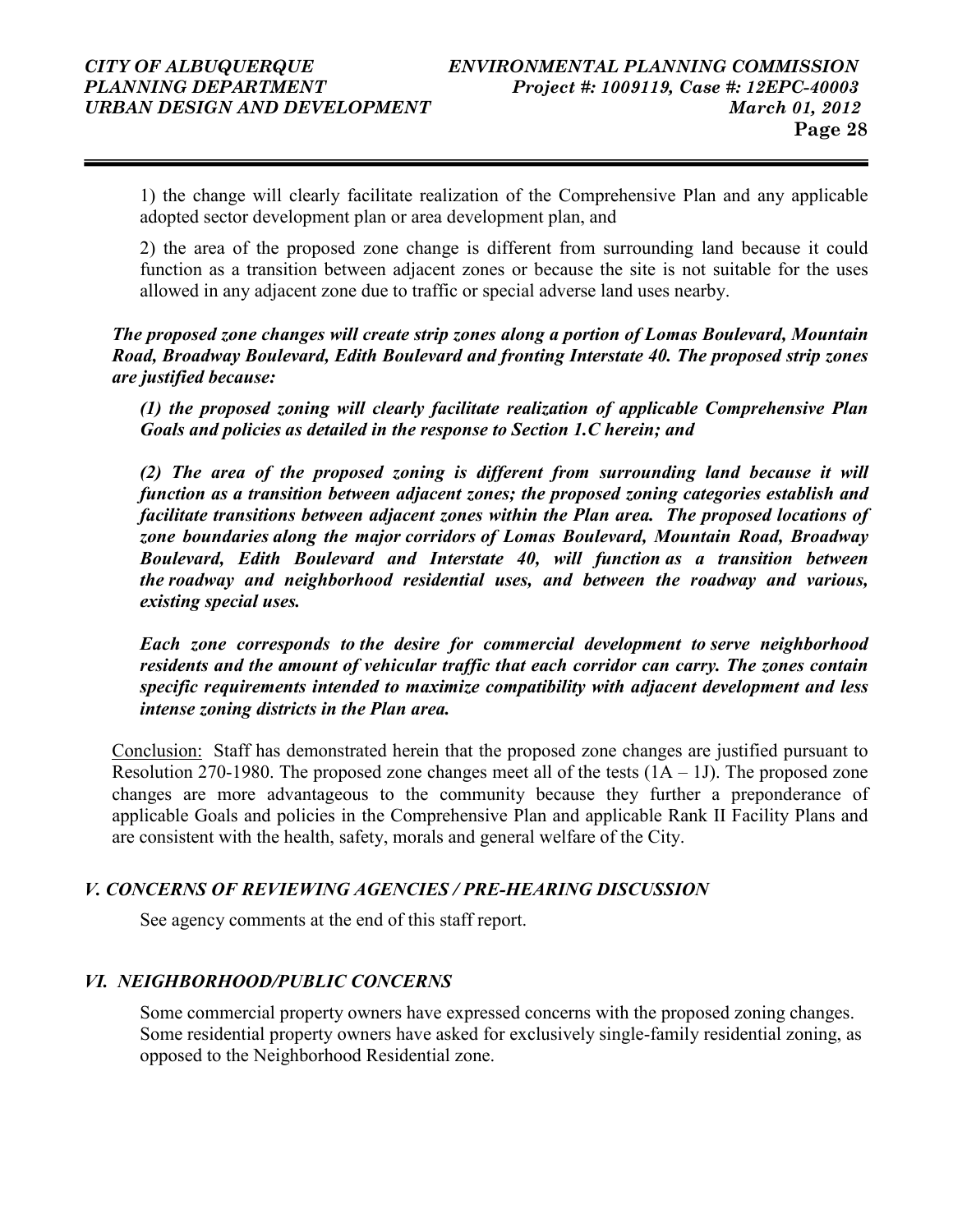1) the change will clearly facilitate realization of the Comprehensive Plan and any applicable adopted sector development plan or area development plan, and

2) the area of the proposed zone change is different from surrounding land because it could function as a transition between adjacent zones or because the site is not suitable for the uses allowed in any adjacent zone due to traffic or special adverse land uses nearby.

***The proposed zone changes will create strip zones along a portion of Lomas Boulevard, Mountain Road, Broadway Boulevard, Edith Boulevard and fronting Interstate 40. The proposed strip zones are justified because:***

***(1) the proposed zoning will clearly facilitate realization of applicable Comprehensive Plan Goals and policies as detailed in the response to Section 1.C herein; and***

***(2) The area of the proposed zoning is different from surrounding land because it will function as a transition between adjacent zones; the proposed zoning categories establish and facilitate transitions between adjacent zones within the Plan area. The proposed locations of zone boundaries along the major corridors of Lomas Boulevard, Mountain Road, Broadway Boulevard, Edith Boulevard and Interstate 40, will function as a transition between the roadway and neighborhood residential uses, and between the roadway and various, existing special uses.***

***Each zone corresponds to the desire for commercial development to serve neighborhood residents and the amount of vehicular traffic that each corridor can carry. The zones contain specific requirements intended to maximize compatibility with adjacent development and less intense zoning districts in the Plan area.***

Conclusion: Staff has demonstrated herein that the proposed zone changes are justified pursuant to Resolution 270-1980. The proposed zone changes meet all of the tests (1A – 1J). The proposed zone changes are more advantageous to the community because they further a preponderance of applicable Goals and policies in the Comprehensive Plan and applicable Rank II Facility Plans and are consistent with the health, safety, morals and general welfare of the City.

## *V. CONCERNS OF REVIEWING AGENCIES / PRE-HEARING DISCUSSION*

See agency comments at the end of this staff report.

## *VI. NEIGHBORHOOD/PUBLIC CONCERNS*

Some commercial property owners have expressed concerns with the proposed zoning changes. Some residential property owners have asked for exclusively single-family residential zoning, as opposed to the Neighborhood Residential zone.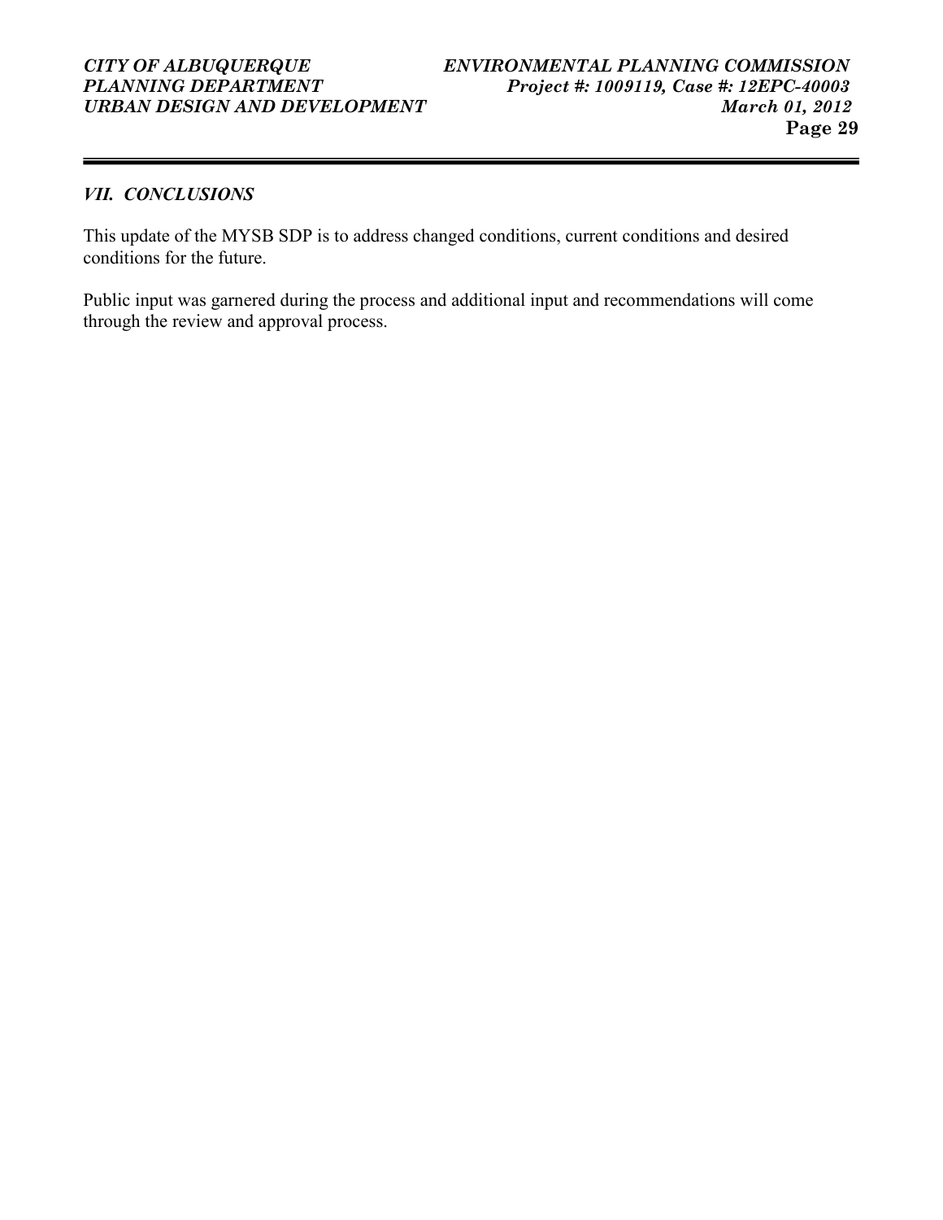## *VII. CONCLUSIONS*

This update of the MYSB SDP is to address changed conditions, current conditions and desired conditions for the future.

Public input was garnered during the process and additional input and recommendations will come through the review and approval process.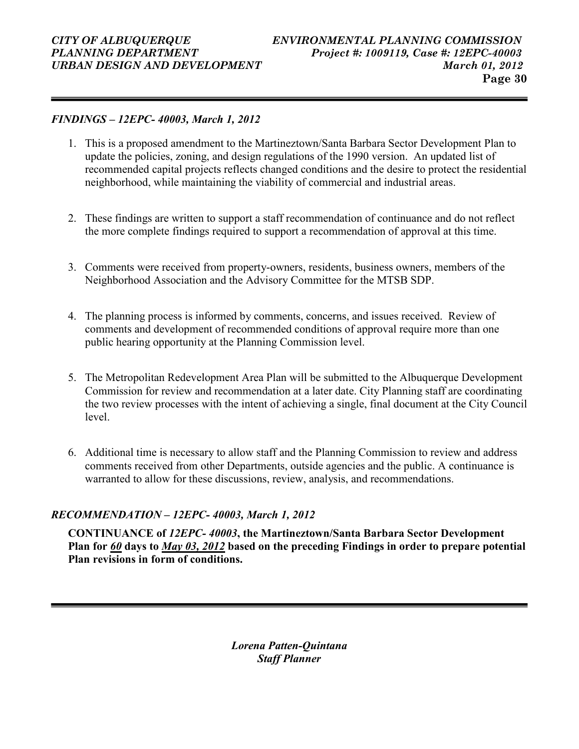### *FINDINGS – 12EPC- 40003, March 1, 2012*

1. This is a proposed amendment to the Martineztown/Santa Barbara Sector Development Plan to update the policies, zoning, and design regulations of the 1990 version. An updated list of recommended capital projects reflects changed conditions and the desire to protect the residential neighborhood, while maintaining the viability of commercial and industrial areas.

2. These findings are written to support a staff recommendation of continuance and do not reflect the more complete findings required to support a recommendation of approval at this time.

3. Comments were received from property-owners, residents, business owners, members of the Neighborhood Association and the Advisory Committee for the MTSB SDP.

4. The planning process is informed by comments, concerns, and issues received. Review of comments and development of recommended conditions of approval require more than one public hearing opportunity at the Planning Commission level.

5. The Metropolitan Redevelopment Area Plan will be submitted to the Albuquerque Development Commission for review and recommendation at a later date. City Planning staff are coordinating the two review processes with the intent of achieving a single, final document at the City Council level.

6. Additional time is necessary to allow staff and the Planning Commission to review and address comments received from other Departments, outside agencies and the public. A continuance is warranted to allow for these discussions, review, analysis, and recommendations.

### *RECOMMENDATION – 12EPC- 40003, March 1, 2012*

**CONTINUANCE of *12EPC- 40003*, the Martineztown/Santa Barbara Sector Development Plan for *60* days to *May 03, 2012* based on the preceding Findings in order to prepare potential Plan revisions in form of conditions.**

***Lorena Patten-Quintana***
***Staff Planner***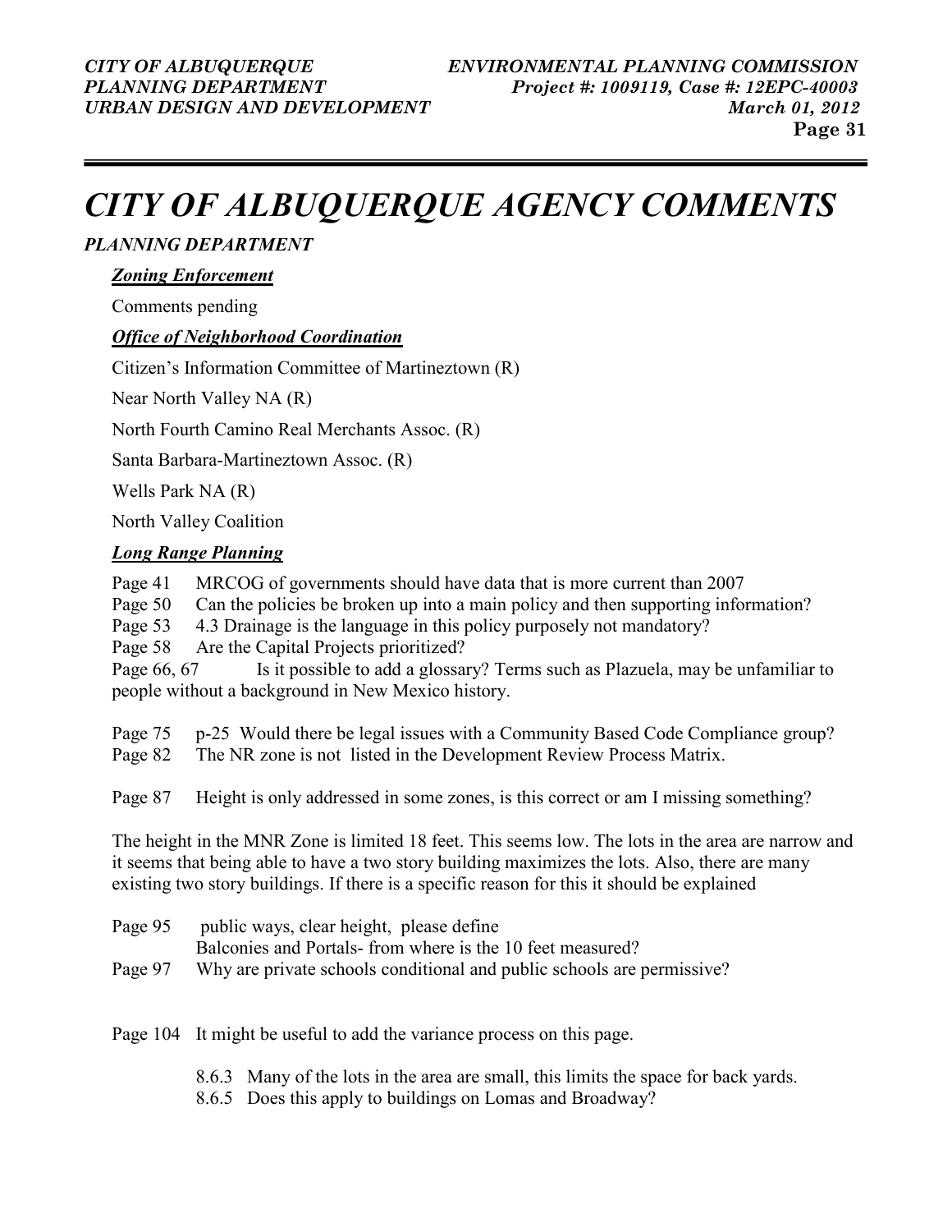# *CITY OF ALBUQUERQUE AGENCY COMMENTS*

***PLANNING DEPARTMENT***

***Zoning Enforcement***

Comments pending

***Office of Neighborhood Coordination***

Citizen's Information Committee of Martineztown (R)

Near North Valley NA (R)

North Fourth Camino Real Merchants Assoc. (R)

Santa Barbara-Martineztown Assoc. (R)

Wells Park NA (R)

North Valley Coalition

***Long Range Planning***

Page 41 MRCOG of governments should have data that is more current than 2007
Page 50 Can the policies be broken up into a main policy and then supporting information?
Page 53 4.3 Drainage is the language in this policy purposely not mandatory?
Page 58 Are the Capital Projects prioritized?
Page 66, 67 Is it possible to add a glossary? Terms such as Plazuela, may be unfamiliar to people without a background in New Mexico history.

Page 75 p-25 Would there be legal issues with a Community Based Code Compliance group?
Page 82 The NR zone is not listed in the Development Review Process Matrix.

Page 87 Height is only addressed in some zones, is this correct or am I missing something?

The height in the MNR Zone is limited 18 feet. This seems low. The lots in the area are narrow and it seems that being able to have a two story building maximizes the lots. Also, there are many existing two story buildings. If there is a specific reason for this it should be explained

Page 95 public ways, clear height, please define
Balconies and Portals- from where is the 10 feet measured?
Page 97 Why are private schools conditional and public schools are permissive?

Page 104 It might be useful to add the variance process on this page.

8.6.3 Many of the lots in the area are small, this limits the space for back yards.
8.6.5 Does this apply to buildings on Lomas and Broadway?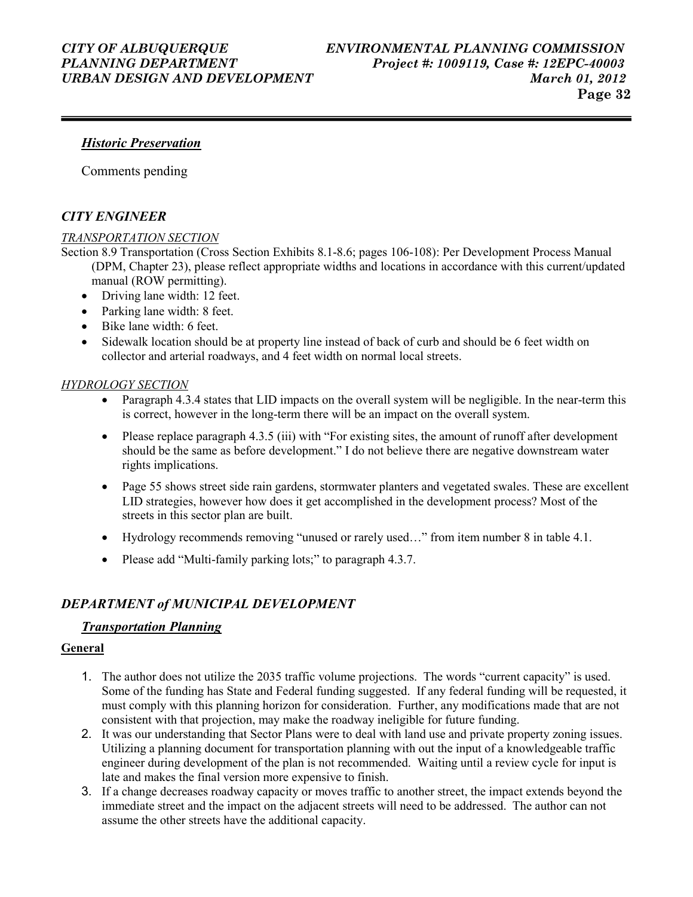### *Historic Preservation*

Comments pending

## *CITY ENGINEER*

*TRANSPORTATION SECTION*

Section 8.9 Transportation (Cross Section Exhibits 8.1-8.6; pages 106-108): Per Development Process Manual (DPM, Chapter 23), please reflect appropriate widths and locations in accordance with this current/updated manual (ROW permitting).

- Driving lane width: 12 feet.
- Parking lane width: 8 feet.
- Bike lane width: 6 feet.
- Sidewalk location should be at property line instead of back of curb and should be 6 feet width on collector and arterial roadways, and 4 feet width on normal local streets.

*HYDROLOGY SECTION*

- Paragraph 4.3.4 states that LID impacts on the overall system will be negligible. In the near-term this is correct, however in the long-term there will be an impact on the overall system.
- Please replace paragraph 4.3.5 (iii) with "For existing sites, the amount of runoff after development should be the same as before development." I do not believe there are negative downstream water rights implications.
- Page 55 shows street side rain gardens, stormwater planters and vegetated swales. These are excellent LID strategies, however how does it get accomplished in the development process? Most of the streets in this sector plan are built.
- Hydrology recommends removing "unused or rarely used…" from item number 8 in table 4.1.
- Please add "Multi-family parking lots;" to paragraph 4.3.7.

## *DEPARTMENT of MUNICIPAL DEVELOPMENT*

### *Transportation Planning*

**General**

1. The author does not utilize the 2035 traffic volume projections. The words "current capacity" is used. Some of the funding has State and Federal funding suggested. If any federal funding will be requested, it must comply with this planning horizon for consideration. Further, any modifications made that are not consistent with that projection, may make the roadway ineligible for future funding.
2. It was our understanding that Sector Plans were to deal with land use and private property zoning issues. Utilizing a planning document for transportation planning with out the input of a knowledgeable traffic engineer during development of the plan is not recommended. Waiting until a review cycle for input is late and makes the final version more expensive to finish.
3. If a change decreases roadway capacity or moves traffic to another street, the impact extends beyond the immediate street and the impact on the adjacent streets will need to be addressed. The author can not assume the other streets have the additional capacity.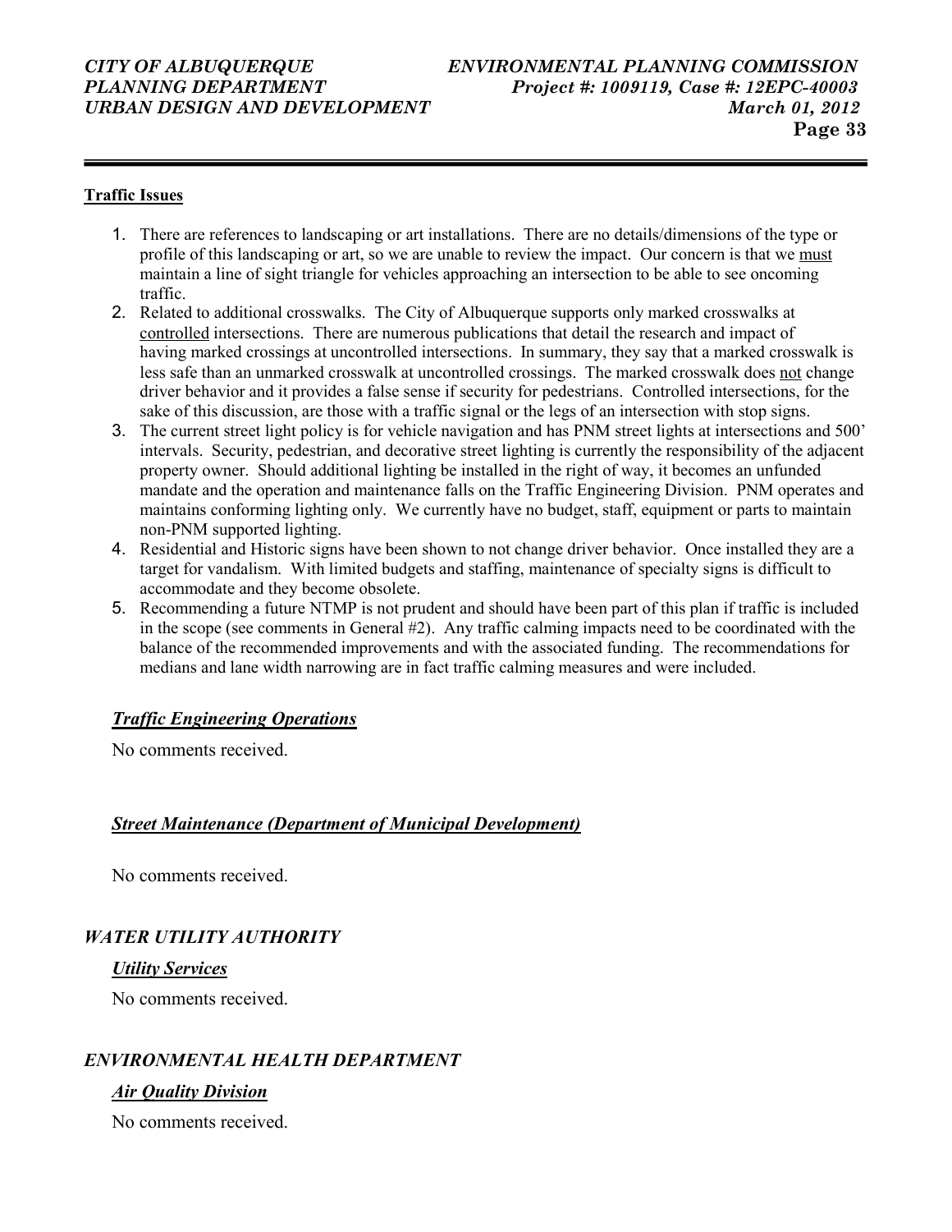**Traffic Issues**

1. There are references to landscaping or art installations. There are no details/dimensions of the type or profile of this landscaping or art, so we are unable to review the impact. Our concern is that we must maintain a line of sight triangle for vehicles approaching an intersection to be able to see oncoming traffic.
2. Related to additional crosswalks. The City of Albuquerque supports only marked crosswalks at controlled intersections. There are numerous publications that detail the research and impact of having marked crossings at uncontrolled intersections. In summary, they say that a marked crosswalk is less safe than an unmarked crosswalk at uncontrolled crossings. The marked crosswalk does not change driver behavior and it provides a false sense if security for pedestrians. Controlled intersections, for the sake of this discussion, are those with a traffic signal or the legs of an intersection with stop signs.
3. The current street light policy is for vehicle navigation and has PNM street lights at intersections and 500' intervals. Security, pedestrian, and decorative street lighting is currently the responsibility of the adjacent property owner. Should additional lighting be installed in the right of way, it becomes an unfunded mandate and the operation and maintenance falls on the Traffic Engineering Division. PNM operates and maintains conforming lighting only. We currently have no budget, staff, equipment or parts to maintain non-PNM supported lighting.
4. Residential and Historic signs have been shown to not change driver behavior. Once installed they are a target for vandalism. With limited budgets and staffing, maintenance of specialty signs is difficult to accommodate and they become obsolete.
5. Recommending a future NTMP is not prudent and should have been part of this plan if traffic is included in the scope (see comments in General #2). Any traffic calming impacts need to be coordinated with the balance of the recommended improvements and with the associated funding. The recommendations for medians and lane width narrowing are in fact traffic calming measures and were included.

#### ***Traffic Engineering Operations***

No comments received.

#### ***Street Maintenance (Department of Municipal Development)***

No comments received.

### *WATER UTILITY AUTHORITY*

#### ***Utility Services***

No comments received.

### *ENVIRONMENTAL HEALTH DEPARTMENT*

#### ***Air Quality Division***

No comments received.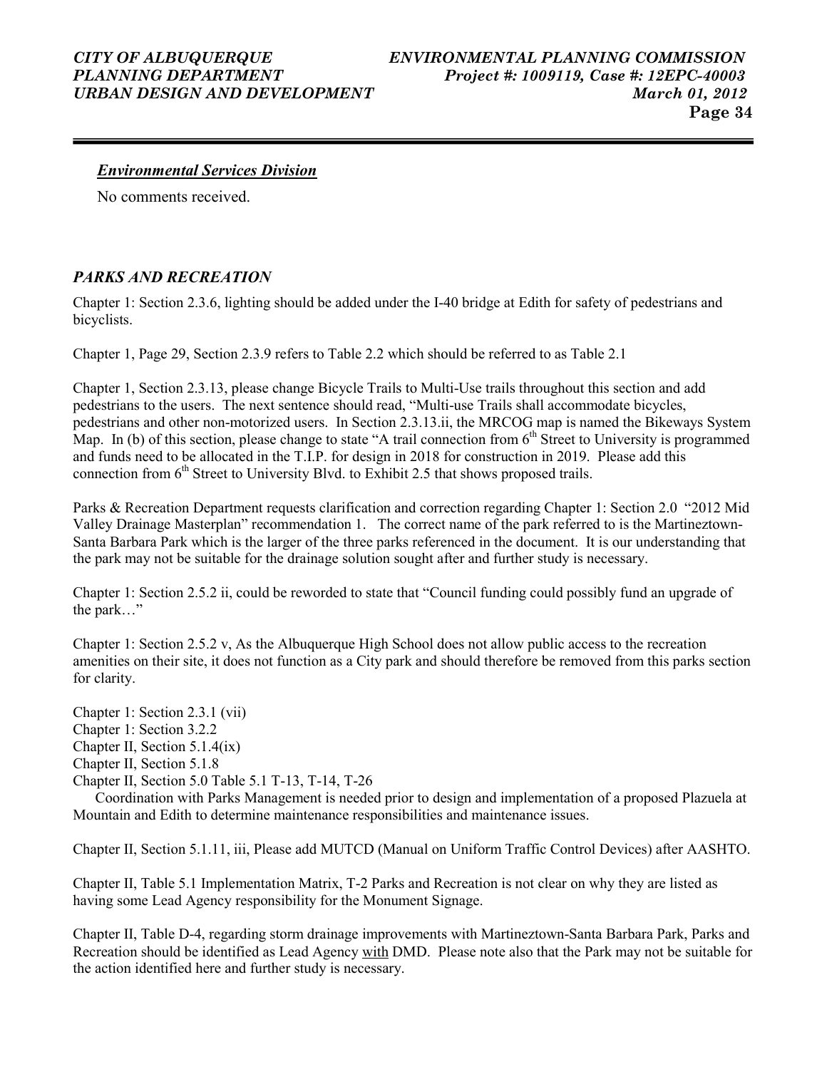***Environmental Services Division***

No comments received.

## *PARKS AND RECREATION*

Chapter 1: Section 2.3.6, lighting should be added under the I-40 bridge at Edith for safety of pedestrians and bicyclists.

Chapter 1, Page 29, Section 2.3.9 refers to Table 2.2 which should be referred to as Table 2.1

Chapter 1, Section 2.3.13, please change Bicycle Trails to Multi-Use trails throughout this section and add pedestrians to the users. The next sentence should read, "Multi-use Trails shall accommodate bicycles, pedestrians and other non-motorized users. In Section 2.3.13.ii, the MRCOG map is named the Bikeways System Map. In (b) of this section, please change to state "A trail connection from 6th Street to University is programmed and funds need to be allocated in the T.I.P. for design in 2018 for construction in 2019. Please add this connection from 6th Street to University Blvd. to Exhibit 2.5 that shows proposed trails.

Parks & Recreation Department requests clarification and correction regarding Chapter 1: Section 2.0 "2012 Mid Valley Drainage Masterplan" recommendation 1. The correct name of the park referred to is the Martineztown-Santa Barbara Park which is the larger of the three parks referenced in the document. It is our understanding that the park may not be suitable for the drainage solution sought after and further study is necessary.

Chapter 1: Section 2.5.2 ii, could be reworded to state that "Council funding could possibly fund an upgrade of the park…"

Chapter 1: Section 2.5.2 v, As the Albuquerque High School does not allow public access to the recreation amenities on their site, it does not function as a City park and should therefore be removed from this parks section for clarity.

Chapter 1: Section 2.3.1 (vii)
Chapter 1: Section 3.2.2
Chapter II, Section 5.1.4(ix)
Chapter II, Section 5.1.8
Chapter II, Section 5.0 Table 5.1 T-13, T-14, T-26

Coordination with Parks Management is needed prior to design and implementation of a proposed Plazuela at Mountain and Edith to determine maintenance responsibilities and maintenance issues.

Chapter II, Section 5.1.11, iii, Please add MUTCD (Manual on Uniform Traffic Control Devices) after AASHTO.

Chapter II, Table 5.1 Implementation Matrix, T-2 Parks and Recreation is not clear on why they are listed as having some Lead Agency responsibility for the Monument Signage.

Chapter II, Table D-4, regarding storm drainage improvements with Martineztown-Santa Barbara Park, Parks and Recreation should be identified as Lead Agency <u>with</u> DMD. Please note also that the Park may not be suitable for the action identified here and further study is necessary.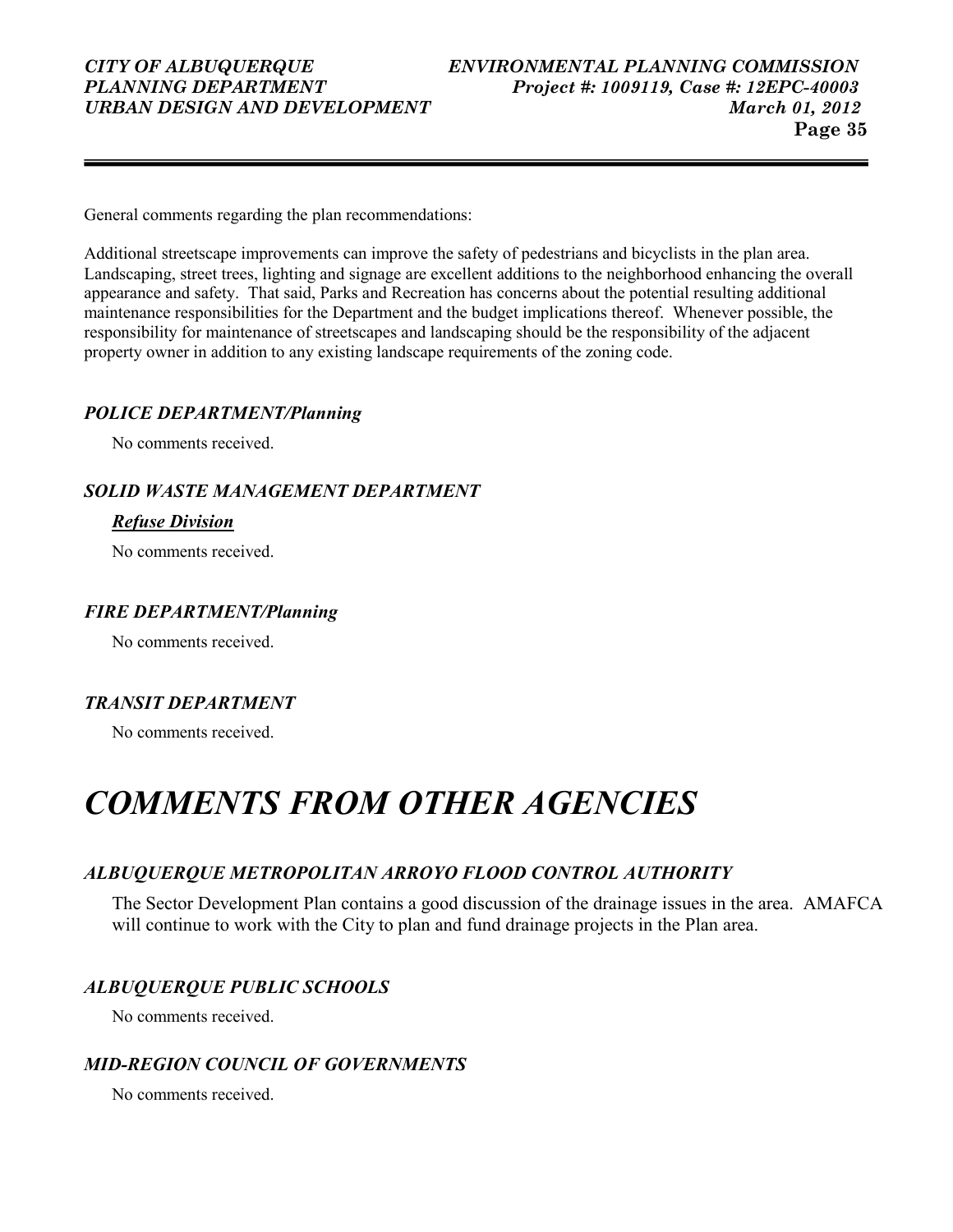General comments regarding the plan recommendations:

Additional streetscape improvements can improve the safety of pedestrians and bicyclists in the plan area. Landscaping, street trees, lighting and signage are excellent additions to the neighborhood enhancing the overall appearance and safety. That said, Parks and Recreation has concerns about the potential resulting additional maintenance responsibilities for the Department and the budget implications thereof. Whenever possible, the responsibility for maintenance of streetscapes and landscaping should be the responsibility of the adjacent property owner in addition to any existing landscape requirements of the zoning code.

### *POLICE DEPARTMENT/Planning*

No comments received.

### *SOLID WASTE MANAGEMENT DEPARTMENT*

#### ***Refuse Division***

No comments received.

### *FIRE DEPARTMENT/Planning*

No comments received.

### *TRANSIT DEPARTMENT*

No comments received.

# *COMMENTS FROM OTHER AGENCIES*

### *ALBUQUERQUE METROPOLITAN ARROYO FLOOD CONTROL AUTHORITY*

The Sector Development Plan contains a good discussion of the drainage issues in the area. AMAFCA will continue to work with the City to plan and fund drainage projects in the Plan area.

### *ALBUQUERQUE PUBLIC SCHOOLS*

No comments received.

### *MID-REGION COUNCIL OF GOVERNMENTS*

No comments received.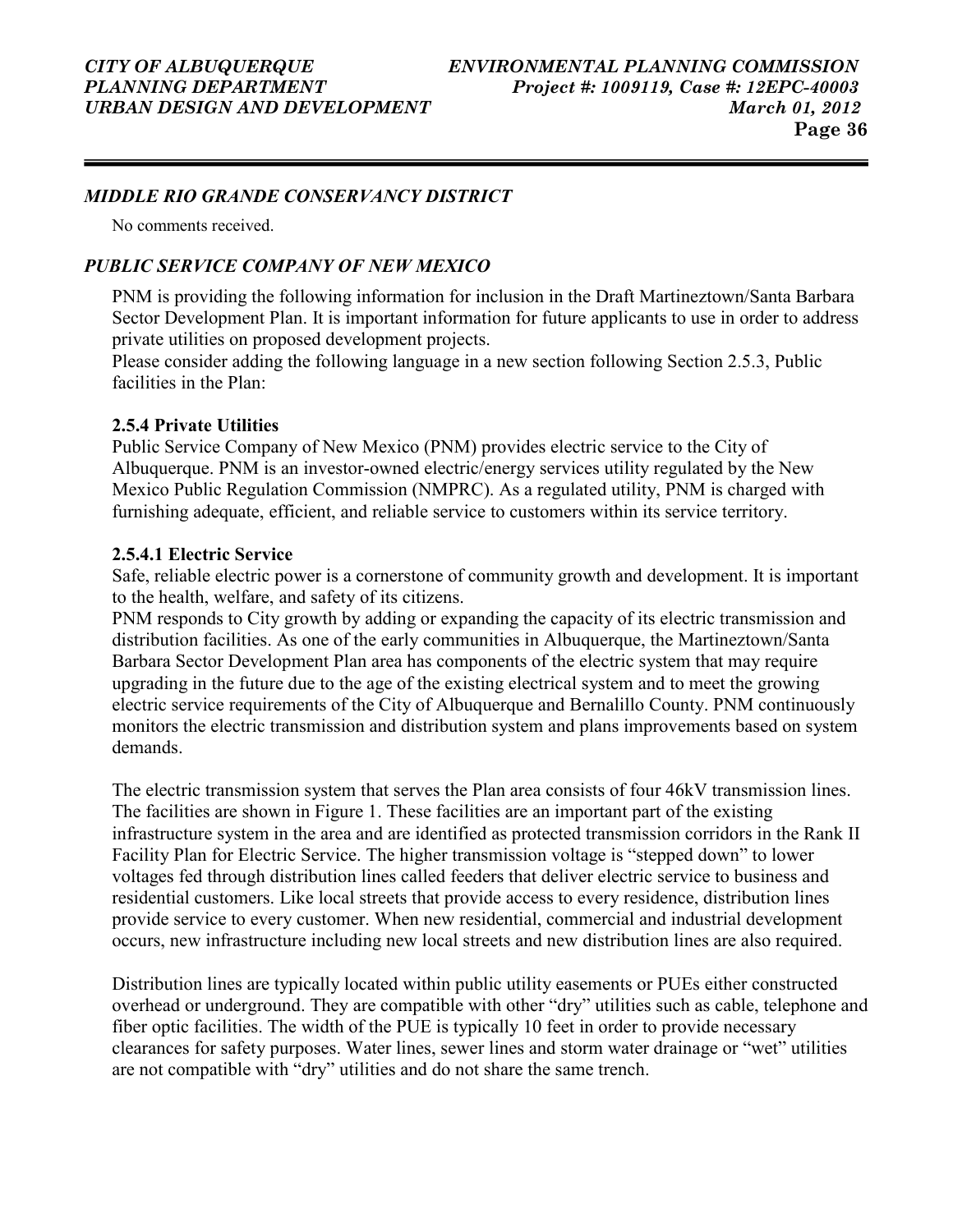### *MIDDLE RIO GRANDE CONSERVANCY DISTRICT*

No comments received.

### *PUBLIC SERVICE COMPANY OF NEW MEXICO*

PNM is providing the following information for inclusion in the Draft Martineztown/Santa Barbara Sector Development Plan. It is important information for future applicants to use in order to address private utilities on proposed development projects.

Please consider adding the following language in a new section following Section 2.5.3, Public facilities in the Plan:

**2.5.4 Private Utilities**

Public Service Company of New Mexico (PNM) provides electric service to the City of Albuquerque. PNM is an investor-owned electric/energy services utility regulated by the New Mexico Public Regulation Commission (NMPRC). As a regulated utility, PNM is charged with furnishing adequate, efficient, and reliable service to customers within its service territory.

**2.5.4.1 Electric Service**

Safe, reliable electric power is a cornerstone of community growth and development. It is important to the health, welfare, and safety of its citizens.

PNM responds to City growth by adding or expanding the capacity of its electric transmission and distribution facilities. As one of the early communities in Albuquerque, the Martineztown/Santa Barbara Sector Development Plan area has components of the electric system that may require upgrading in the future due to the age of the existing electrical system and to meet the growing electric service requirements of the City of Albuquerque and Bernalillo County. PNM continuously monitors the electric transmission and distribution system and plans improvements based on system demands.

The electric transmission system that serves the Plan area consists of four 46kV transmission lines. The facilities are shown in Figure 1. These facilities are an important part of the existing infrastructure system in the area and are identified as protected transmission corridors in the Rank II Facility Plan for Electric Service. The higher transmission voltage is "stepped down" to lower voltages fed through distribution lines called feeders that deliver electric service to business and residential customers. Like local streets that provide access to every residence, distribution lines provide service to every customer. When new residential, commercial and industrial development occurs, new infrastructure including new local streets and new distribution lines are also required.

Distribution lines are typically located within public utility easements or PUEs either constructed overhead or underground. They are compatible with other "dry" utilities such as cable, telephone and fiber optic facilities. The width of the PUE is typically 10 feet in order to provide necessary clearances for safety purposes. Water lines, sewer lines and storm water drainage or "wet" utilities are not compatible with "dry" utilities and do not share the same trench.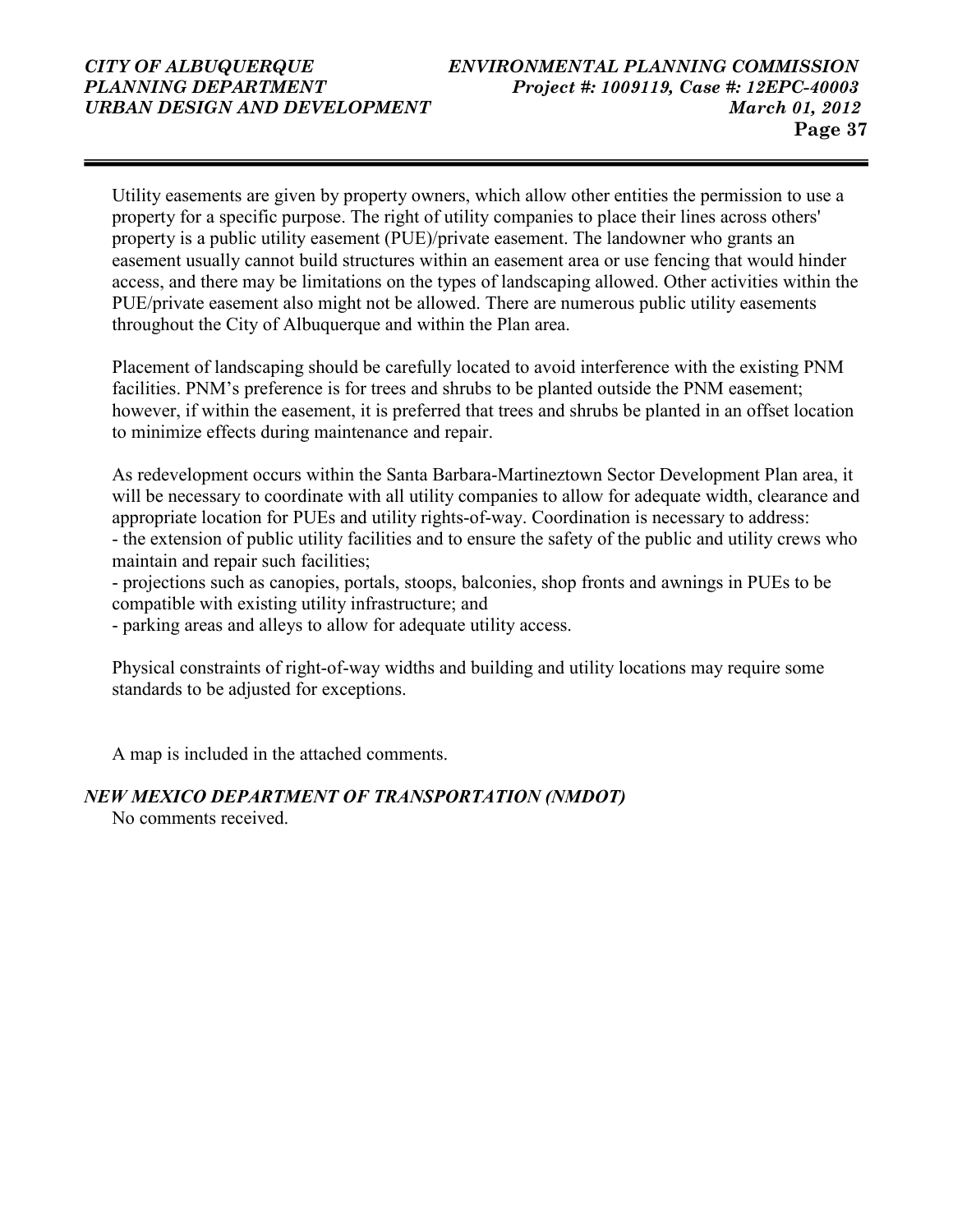Utility easements are given by property owners, which allow other entities the permission to use a property for a specific purpose. The right of utility companies to place their lines across others' property is a public utility easement (PUE)/private easement. The landowner who grants an easement usually cannot build structures within an easement area or use fencing that would hinder access, and there may be limitations on the types of landscaping allowed. Other activities within the PUE/private easement also might not be allowed. There are numerous public utility easements throughout the City of Albuquerque and within the Plan area.

Placement of landscaping should be carefully located to avoid interference with the existing PNM facilities. PNM's preference is for trees and shrubs to be planted outside the PNM easement; however, if within the easement, it is preferred that trees and shrubs be planted in an offset location to minimize effects during maintenance and repair.

As redevelopment occurs within the Santa Barbara-Martineztown Sector Development Plan area, it will be necessary to coordinate with all utility companies to allow for adequate width, clearance and appropriate location for PUEs and utility rights-of-way. Coordination is necessary to address:

- the extension of public utility facilities and to ensure the safety of the public and utility crews who maintain and repair such facilities;
- projections such as canopies, portals, stoops, balconies, shop fronts and awnings in PUEs to be compatible with existing utility infrastructure; and
- parking areas and alleys to allow for adequate utility access.

Physical constraints of right-of-way widths and building and utility locations may require some standards to be adjusted for exceptions.

A map is included in the attached comments.

### *NEW MEXICO DEPARTMENT OF TRANSPORTATION (NMDOT)*

No comments received.